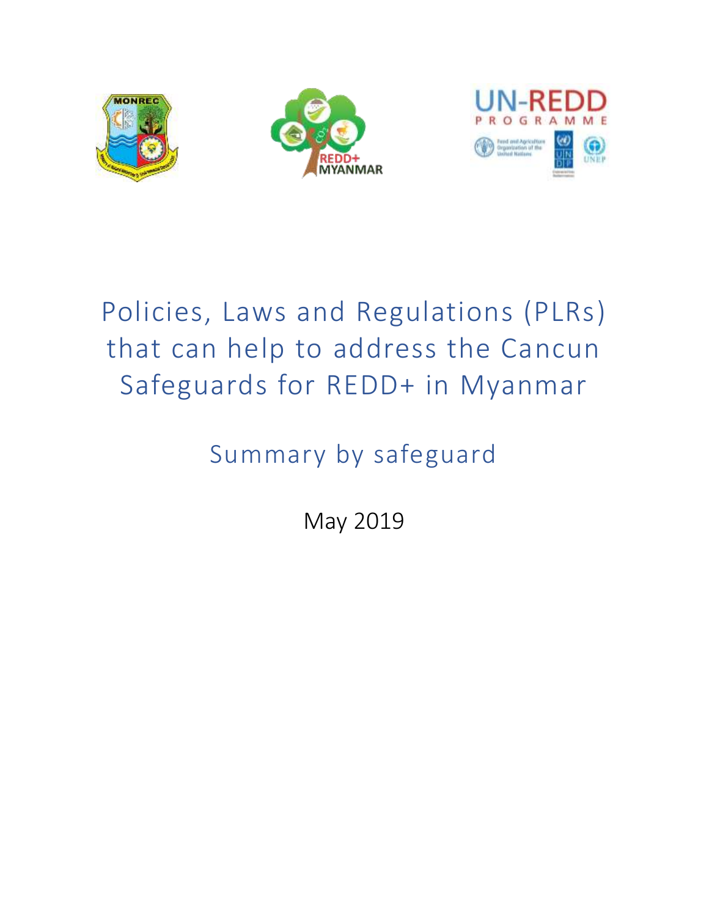# Policies, Laws and Regulations (PLRs) that can help to address the Cancun Safeguards for REDD+ in Myanmar

## Summary by safeguard

May 2019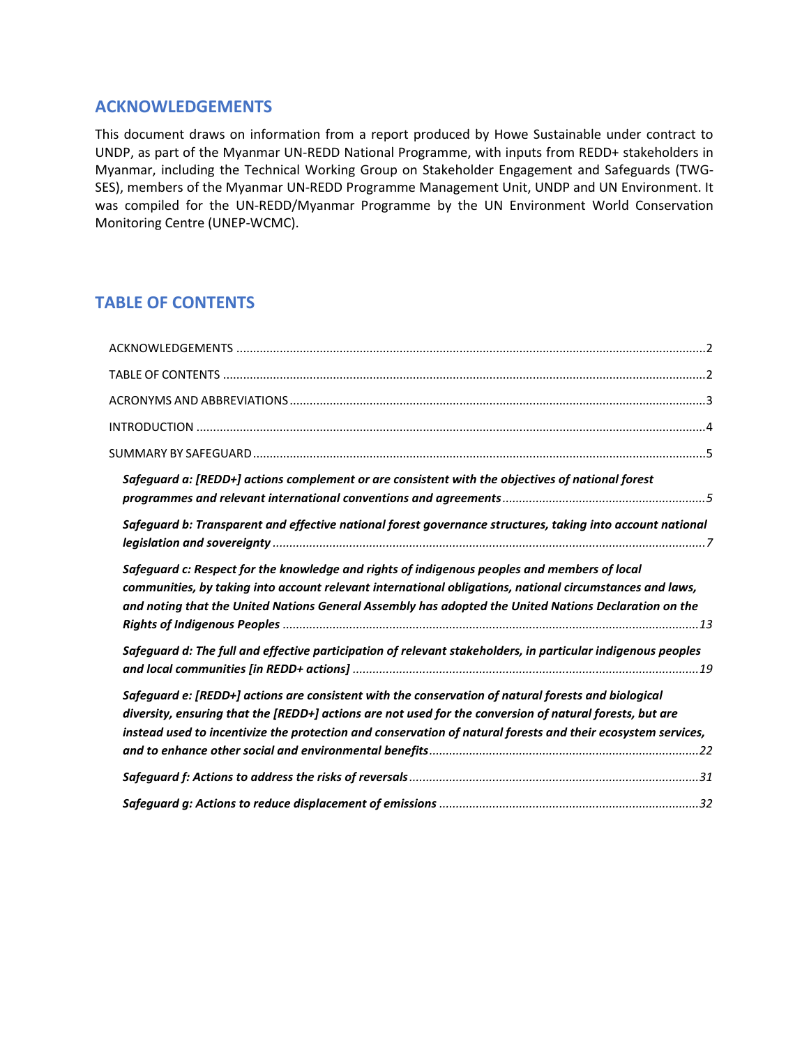## ACKNOWLEDGEMENTS

This document draws on information from a report produced by Howe Sustainable under contract to UNDP, as part of the Myanmar UN-REDD National Programme, with inputs from REDD+ stakeholders in Myanmar, including the Technical Working Group on Stakeholder Engagement and Safeguards (TWG-SES), members of the Myanmar UN-REDD Programme Management Unit, UNDP and UN Environment. It was compiled for the UN-REDD/Myanmar Programme by the UN Environment World Conservation Monitoring Centre (UNEP-WCMC).

## TABLE OF CONTENTS

ACKNOWLEDGEMENTS ........................................ 2

TABLE OF CONTENTS ........................................ 2

ACRONYMS AND ABBREVIATIONS ........................................ 3

INTRODUCTION ........................................ 4

SUMMARY BY SAFEGUARD ........................................ 5

*Safeguard a: [REDD+] actions complement or are consistent with the objectives of national forest programmes and relevant international conventions and agreements* ........................................ *5*

*Safeguard b: Transparent and effective national forest governance structures, taking into account national legislation and sovereignty* ........................................ *7*

*Safeguard c: Respect for the knowledge and rights of indigenous peoples and members of local communities, by taking into account relevant international obligations, national circumstances and laws, and noting that the United Nations General Assembly has adopted the United Nations Declaration on the Rights of Indigenous Peoples* ........................................ *13*

*Safeguard d: The full and effective participation of relevant stakeholders, in particular indigenous peoples and local communities [in REDD+ actions]* ........................................ *19*

*Safeguard e: [REDD+] actions are consistent with the conservation of natural forests and biological diversity, ensuring that the [REDD+] actions are not used for the conversion of natural forests, but are instead used to incentivize the protection and conservation of natural forests and their ecosystem services, and to enhance other social and environmental benefits* ........................................ *22*

*Safeguard f: Actions to address the risks of reversals* ........................................ *31*

*Safeguard g: Actions to reduce displacement of emissions* ........................................ *32*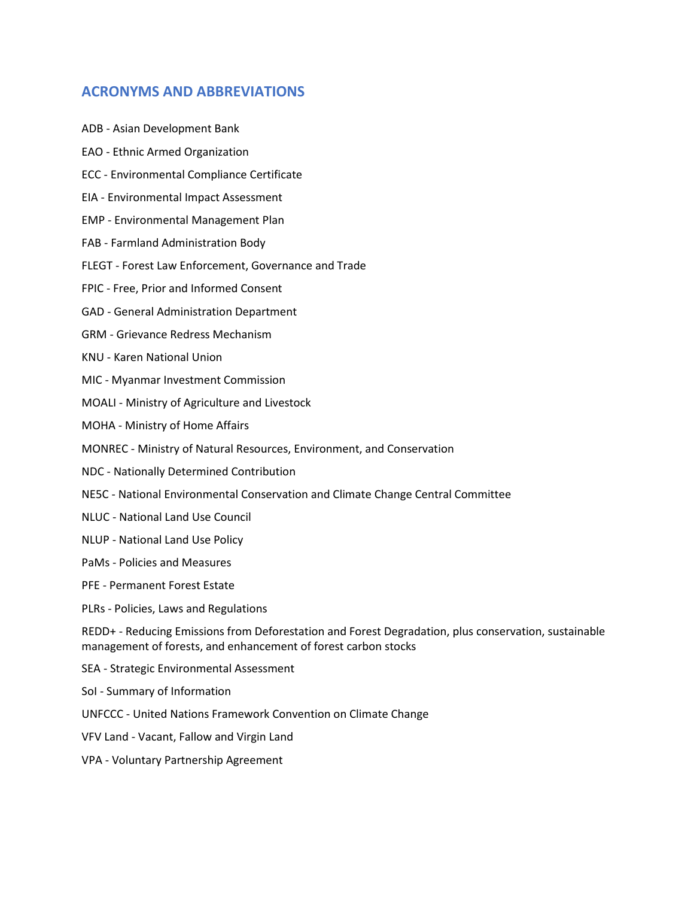## ACRONYMS AND ABBREVIATIONS

ADB - Asian Development Bank

EAO - Ethnic Armed Organization

ECC - Environmental Compliance Certificate

EIA - Environmental Impact Assessment

EMP - Environmental Management Plan

FAB - Farmland Administration Body

FLEGT - Forest Law Enforcement, Governance and Trade

FPIC - Free, Prior and Informed Consent

GAD - General Administration Department

GRM - Grievance Redress Mechanism

KNU - Karen National Union

MIC - Myanmar Investment Commission

MOALI - Ministry of Agriculture and Livestock

MOHA - Ministry of Home Affairs

MONREC - Ministry of Natural Resources, Environment, and Conservation

NDC - Nationally Determined Contribution

NE5C - National Environmental Conservation and Climate Change Central Committee

NLUC - National Land Use Council

NLUP - National Land Use Policy

PaMs - Policies and Measures

PFE - Permanent Forest Estate

PLRs - Policies, Laws and Regulations

REDD+ - Reducing Emissions from Deforestation and Forest Degradation, plus conservation, sustainable management of forests, and enhancement of forest carbon stocks

SEA - Strategic Environmental Assessment

SoI - Summary of Information

UNFCCC - United Nations Framework Convention on Climate Change

VFV Land - Vacant, Fallow and Virgin Land

VPA - Voluntary Partnership Agreement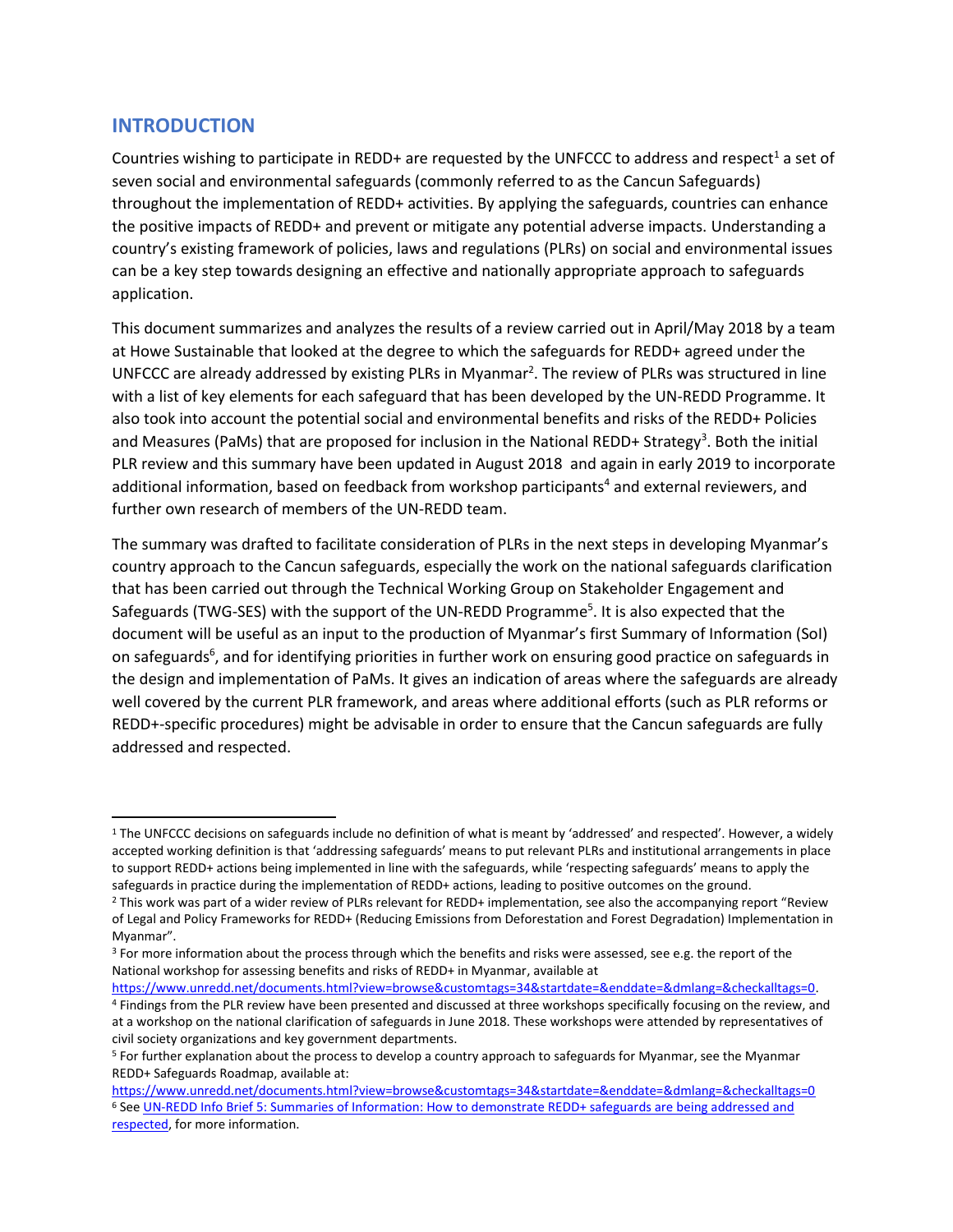## INTRODUCTION

Countries wishing to participate in REDD+ are requested by the UNFCCC to address and respect[1] a set of seven social and environmental safeguards (commonly referred to as the Cancun Safeguards) throughout the implementation of REDD+ activities. By applying the safeguards, countries can enhance the positive impacts of REDD+ and prevent or mitigate any potential adverse impacts. Understanding a country's existing framework of policies, laws and regulations (PLRs) on social and environmental issues can be a key step towards designing an effective and nationally appropriate approach to safeguards application.

This document summarizes and analyzes the results of a review carried out in April/May 2018 by a team at Howe Sustainable that looked at the degree to which the safeguards for REDD+ agreed under the UNFCCC are already addressed by existing PLRs in Myanmar[2]. The review of PLRs was structured in line with a list of key elements for each safeguard that has been developed by the UN-REDD Programme. It also took into account the potential social and environmental benefits and risks of the REDD+ Policies and Measures (PaMs) that are proposed for inclusion in the National REDD+ Strategy[3]. Both the initial PLR review and this summary have been updated in August 2018 and again in early 2019 to incorporate additional information, based on feedback from workshop participants[4] and external reviewers, and further own research of members of the UN-REDD team.

The summary was drafted to facilitate consideration of PLRs in the next steps in developing Myanmar's country approach to the Cancun safeguards, especially the work on the national safeguards clarification that has been carried out through the Technical Working Group on Stakeholder Engagement and Safeguards (TWG-SES) with the support of the UN-REDD Programme[5]. It is also expected that the document will be useful as an input to the production of Myanmar's first Summary of Information (SoI) on safeguards[6], and for identifying priorities in further work on ensuring good practice on safeguards in the design and implementation of PaMs. It gives an indication of areas where the safeguards are already well covered by the current PLR framework, and areas where additional efforts (such as PLR reforms or REDD+-specific procedures) might be advisable in order to ensure that the Cancun safeguards are fully addressed and respected.

---

[1] The UNFCCC decisions on safeguards include no definition of what is meant by 'addressed' and respected'. However, a widely accepted working definition is that 'addressing safeguards' means to put relevant PLRs and institutional arrangements in place to support REDD+ actions being implemented in line with the safeguards, while 'respecting safeguards' means to apply the safeguards in practice during the implementation of REDD+ actions, leading to positive outcomes on the ground.

[2] This work was part of a wider review of PLRs relevant for REDD+ implementation, see also the accompanying report "Review of Legal and Policy Frameworks for REDD+ (Reducing Emissions from Deforestation and Forest Degradation) Implementation in Myanmar".

[3] For more information about the process through which the benefits and risks were assessed, see e.g. the report of the National workshop for assessing benefits and risks of REDD+ in Myanmar, available at https://www.unredd.net/documents.html?view=browse&customtags=34&startdate=&enddate=&dmlang=&checkalltags=0.

[4] Findings from the PLR review have been presented and discussed at three workshops specifically focusing on the review, and at a workshop on the national clarification of safeguards in June 2018. These workshops were attended by representatives of civil society organizations and key government departments.

[5] For further explanation about the process to develop a country approach to safeguards for Myanmar, see the Myanmar REDD+ Safeguards Roadmap, available at: https://www.unredd.net/documents.html?view=browse&customtags=34&startdate=&enddate=&dmlang=&checkalltags=0

[6] See UN-REDD Info Brief 5: Summaries of Information: How to demonstrate REDD+ safeguards are being addressed and respected, for more information.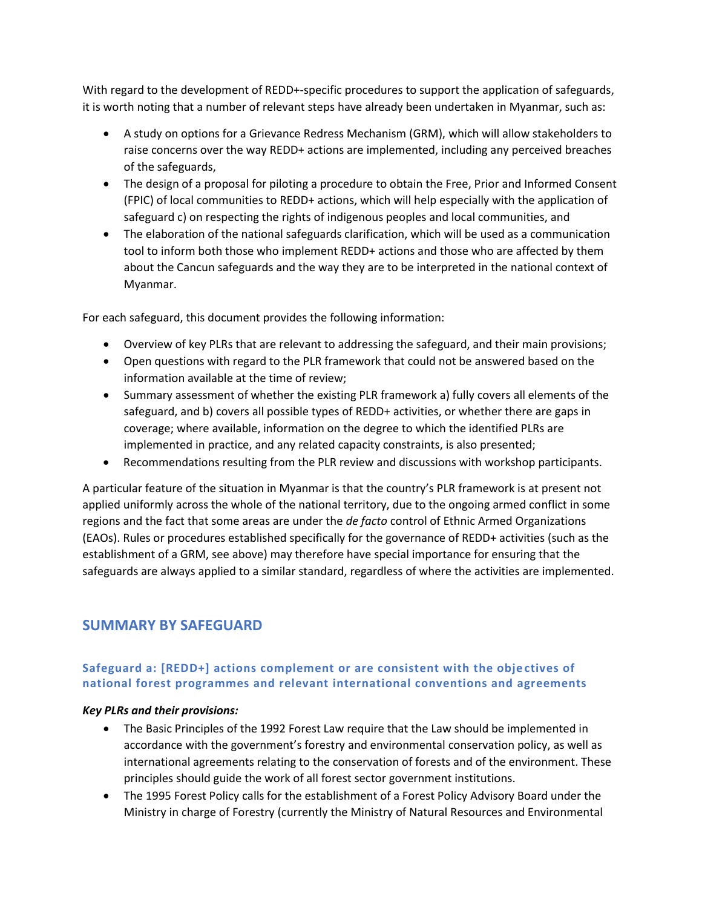With regard to the development of REDD+-specific procedures to support the application of safeguards, it is worth noting that a number of relevant steps have already been undertaken in Myanmar, such as:

- A study on options for a Grievance Redress Mechanism (GRM), which will allow stakeholders to raise concerns over the way REDD+ actions are implemented, including any perceived breaches of the safeguards,
- The design of a proposal for piloting a procedure to obtain the Free, Prior and Informed Consent (FPIC) of local communities to REDD+ actions, which will help especially with the application of safeguard c) on respecting the rights of indigenous peoples and local communities, and
- The elaboration of the national safeguards clarification, which will be used as a communication tool to inform both those who implement REDD+ actions and those who are affected by them about the Cancun safeguards and the way they are to be interpreted in the national context of Myanmar.

For each safeguard, this document provides the following information:

- Overview of key PLRs that are relevant to addressing the safeguard, and their main provisions;
- Open questions with regard to the PLR framework that could not be answered based on the information available at the time of review;
- Summary assessment of whether the existing PLR framework a) fully covers all elements of the safeguard, and b) covers all possible types of REDD+ activities, or whether there are gaps in coverage; where available, information on the degree to which the identified PLRs are implemented in practice, and any related capacity constraints, is also presented;
- Recommendations resulting from the PLR review and discussions with workshop participants.

A particular feature of the situation in Myanmar is that the country's PLR framework is at present not applied uniformly across the whole of the national territory, due to the ongoing armed conflict in some regions and the fact that some areas are under the *de facto* control of Ethnic Armed Organizations (EAOs). Rules or procedures established specifically for the governance of REDD+ activities (such as the establishment of a GRM, see above) may therefore have special importance for ensuring that the safeguards are always applied to a similar standard, regardless of where the activities are implemented.

## SUMMARY BY SAFEGUARD

### Safeguard a: [REDD+] actions complement or are consistent with the objectives of national forest programmes and relevant international conventions and agreements

***Key PLRs and their provisions:***

- The Basic Principles of the 1992 Forest Law require that the Law should be implemented in accordance with the government's forestry and environmental conservation policy, as well as international agreements relating to the conservation of forests and of the environment. These principles should guide the work of all forest sector government institutions.
- The 1995 Forest Policy calls for the establishment of a Forest Policy Advisory Board under the Ministry in charge of Forestry (currently the Ministry of Natural Resources and Environmental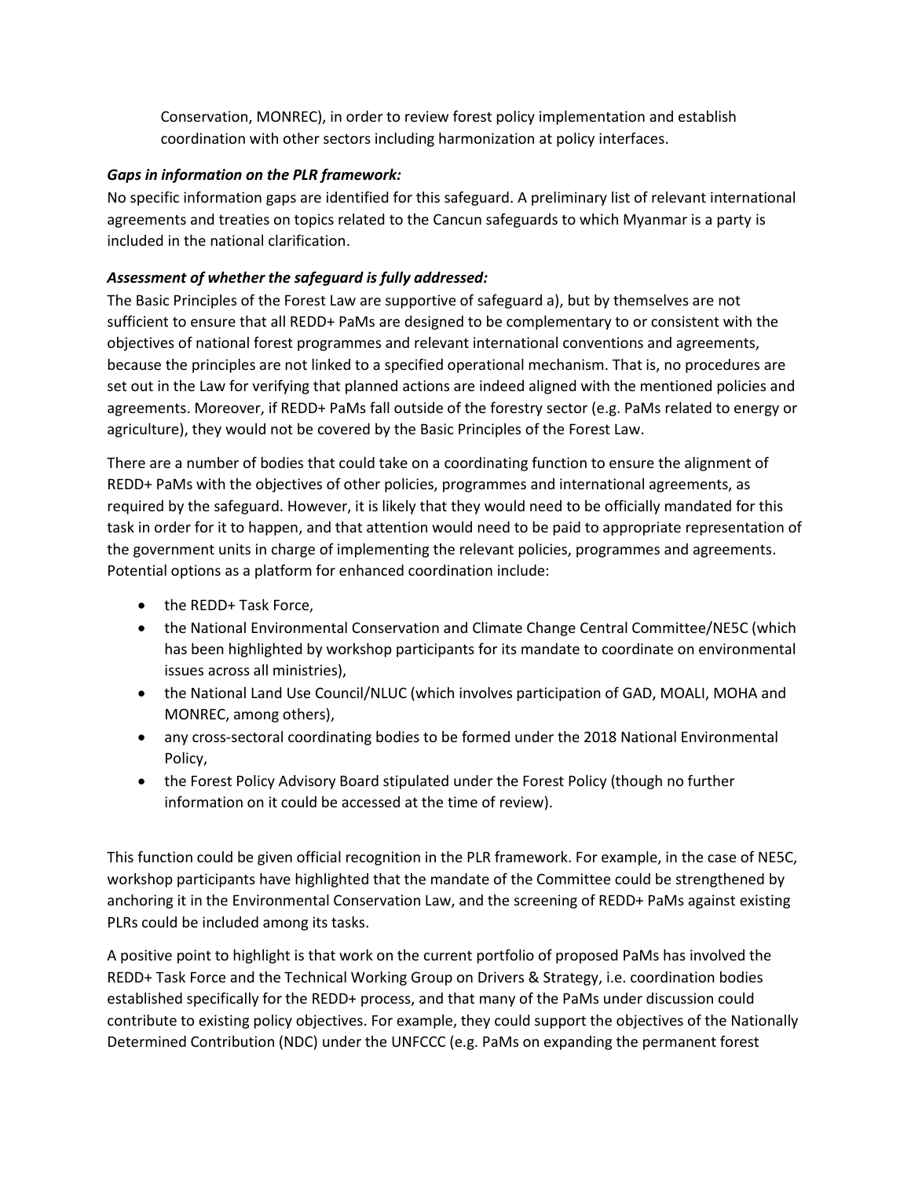Conservation, MONREC), in order to review forest policy implementation and establish coordination with other sectors including harmonization at policy interfaces.

***Gaps in information on the PLR framework:***

No specific information gaps are identified for this safeguard. A preliminary list of relevant international agreements and treaties on topics related to the Cancun safeguards to which Myanmar is a party is included in the national clarification.

***Assessment of whether the safeguard is fully addressed:***

The Basic Principles of the Forest Law are supportive of safeguard a), but by themselves are not sufficient to ensure that all REDD+ PaMs are designed to be complementary to or consistent with the objectives of national forest programmes and relevant international conventions and agreements, because the principles are not linked to a specified operational mechanism. That is, no procedures are set out in the Law for verifying that planned actions are indeed aligned with the mentioned policies and agreements. Moreover, if REDD+ PaMs fall outside of the forestry sector (e.g. PaMs related to energy or agriculture), they would not be covered by the Basic Principles of the Forest Law.

There are a number of bodies that could take on a coordinating function to ensure the alignment of REDD+ PaMs with the objectives of other policies, programmes and international agreements, as required by the safeguard. However, it is likely that they would need to be officially mandated for this task in order for it to happen, and that attention would need to be paid to appropriate representation of the government units in charge of implementing the relevant policies, programmes and agreements. Potential options as a platform for enhanced coordination include:

- the REDD+ Task Force,
- the National Environmental Conservation and Climate Change Central Committee/NE5C (which has been highlighted by workshop participants for its mandate to coordinate on environmental issues across all ministries),
- the National Land Use Council/NLUC (which involves participation of GAD, MOALI, MOHA and MONREC, among others),
- any cross-sectoral coordinating bodies to be formed under the 2018 National Environmental Policy,
- the Forest Policy Advisory Board stipulated under the Forest Policy (though no further information on it could be accessed at the time of review).

This function could be given official recognition in the PLR framework. For example, in the case of NE5C, workshop participants have highlighted that the mandate of the Committee could be strengthened by anchoring it in the Environmental Conservation Law, and the screening of REDD+ PaMs against existing PLRs could be included among its tasks.

A positive point to highlight is that work on the current portfolio of proposed PaMs has involved the REDD+ Task Force and the Technical Working Group on Drivers & Strategy, i.e. coordination bodies established specifically for the REDD+ process, and that many of the PaMs under discussion could contribute to existing policy objectives. For example, they could support the objectives of the Nationally Determined Contribution (NDC) under the UNFCCC (e.g. PaMs on expanding the permanent forest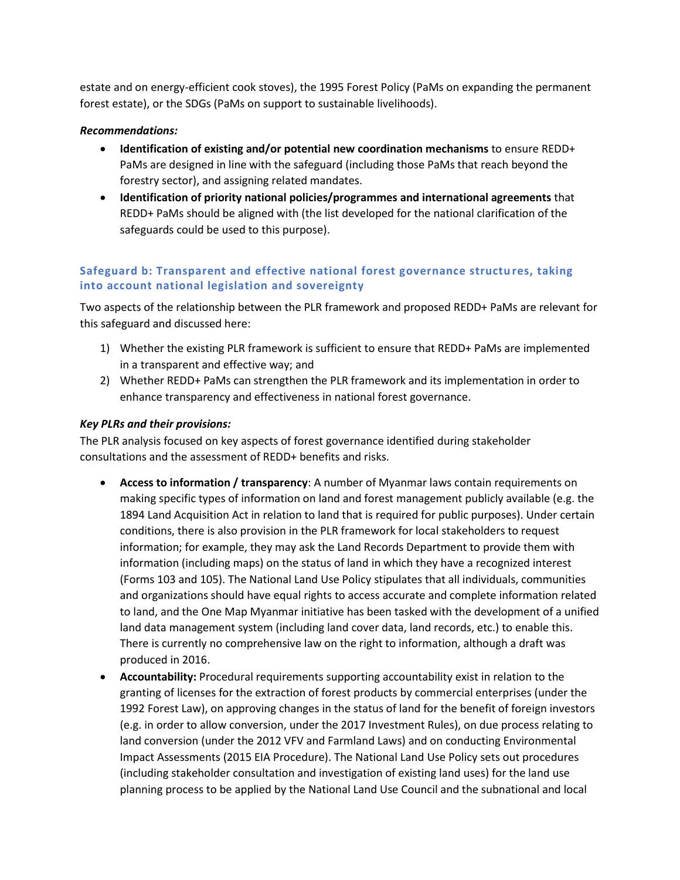estate and on energy-efficient cook stoves), the 1995 Forest Policy (PaMs on expanding the permanent forest estate), or the SDGs (PaMs on support to sustainable livelihoods).

***Recommendations:***

- **Identification of existing and/or potential new coordination mechanisms** to ensure REDD+ PaMs are designed in line with the safeguard (including those PaMs that reach beyond the forestry sector), and assigning related mandates.
- **Identification of priority national policies/programmes and international agreements** that REDD+ PaMs should be aligned with (the list developed for the national clarification of the safeguards could be used to this purpose).

### Safeguard b: Transparent and effective national forest governance structures, taking into account national legislation and sovereignty

Two aspects of the relationship between the PLR framework and proposed REDD+ PaMs are relevant for this safeguard and discussed here:

1) Whether the existing PLR framework is sufficient to ensure that REDD+ PaMs are implemented in a transparent and effective way; and
2) Whether REDD+ PaMs can strengthen the PLR framework and its implementation in order to enhance transparency and effectiveness in national forest governance.

***Key PLRs and their provisions:***

The PLR analysis focused on key aspects of forest governance identified during stakeholder consultations and the assessment of REDD+ benefits and risks.

- **Access to information / transparency**: A number of Myanmar laws contain requirements on making specific types of information on land and forest management publicly available (e.g. the 1894 Land Acquisition Act in relation to land that is required for public purposes). Under certain conditions, there is also provision in the PLR framework for local stakeholders to request information; for example, they may ask the Land Records Department to provide them with information (including maps) on the status of land in which they have a recognized interest (Forms 103 and 105). The National Land Use Policy stipulates that all individuals, communities and organizations should have equal rights to access accurate and complete information related to land, and the One Map Myanmar initiative has been tasked with the development of a unified land data management system (including land cover data, land records, etc.) to enable this. There is currently no comprehensive law on the right to information, although a draft was produced in 2016.
- **Accountability:** Procedural requirements supporting accountability exist in relation to the granting of licenses for the extraction of forest products by commercial enterprises (under the 1992 Forest Law), on approving changes in the status of land for the benefit of foreign investors (e.g. in order to allow conversion, under the 2017 Investment Rules), on due process relating to land conversion (under the 2012 VFV and Farmland Laws) and on conducting Environmental Impact Assessments (2015 EIA Procedure). The National Land Use Policy sets out procedures (including stakeholder consultation and investigation of existing land uses) for the land use planning process to be applied by the National Land Use Council and the subnational and local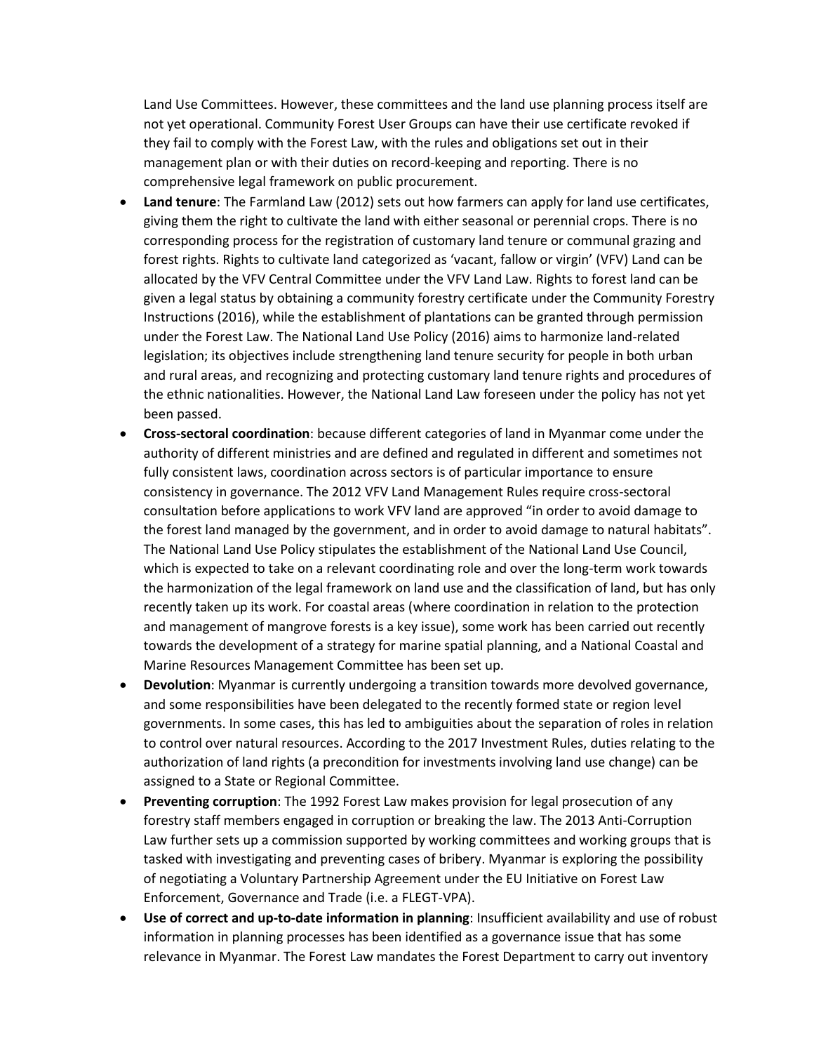Land Use Committees. However, these committees and the land use planning process itself are not yet operational. Community Forest User Groups can have their use certificate revoked if they fail to comply with the Forest Law, with the rules and obligations set out in their management plan or with their duties on record-keeping and reporting. There is no comprehensive legal framework on public procurement.

- **Land tenure**: The Farmland Law (2012) sets out how farmers can apply for land use certificates, giving them the right to cultivate the land with either seasonal or perennial crops. There is no corresponding process for the registration of customary land tenure or communal grazing and forest rights. Rights to cultivate land categorized as 'vacant, fallow or virgin' (VFV) Land can be allocated by the VFV Central Committee under the VFV Land Law. Rights to forest land can be given a legal status by obtaining a community forestry certificate under the Community Forestry Instructions (2016), while the establishment of plantations can be granted through permission under the Forest Law. The National Land Use Policy (2016) aims to harmonize land-related legislation; its objectives include strengthening land tenure security for people in both urban and rural areas, and recognizing and protecting customary land tenure rights and procedures of the ethnic nationalities. However, the National Land Law foreseen under the policy has not yet been passed.
- **Cross-sectoral coordination**: because different categories of land in Myanmar come under the authority of different ministries and are defined and regulated in different and sometimes not fully consistent laws, coordination across sectors is of particular importance to ensure consistency in governance. The 2012 VFV Land Management Rules require cross-sectoral consultation before applications to work VFV land are approved "in order to avoid damage to the forest land managed by the government, and in order to avoid damage to natural habitats". The National Land Use Policy stipulates the establishment of the National Land Use Council, which is expected to take on a relevant coordinating role and over the long-term work towards the harmonization of the legal framework on land use and the classification of land, but has only recently taken up its work. For coastal areas (where coordination in relation to the protection and management of mangrove forests is a key issue), some work has been carried out recently towards the development of a strategy for marine spatial planning, and a National Coastal and Marine Resources Management Committee has been set up.
- **Devolution**: Myanmar is currently undergoing a transition towards more devolved governance, and some responsibilities have been delegated to the recently formed state or region level governments. In some cases, this has led to ambiguities about the separation of roles in relation to control over natural resources. According to the 2017 Investment Rules, duties relating to the authorization of land rights (a precondition for investments involving land use change) can be assigned to a State or Regional Committee.
- **Preventing corruption**: The 1992 Forest Law makes provision for legal prosecution of any forestry staff members engaged in corruption or breaking the law. The 2013 Anti-Corruption Law further sets up a commission supported by working committees and working groups that is tasked with investigating and preventing cases of bribery. Myanmar is exploring the possibility of negotiating a Voluntary Partnership Agreement under the EU Initiative on Forest Law Enforcement, Governance and Trade (i.e. a FLEGT-VPA).
- **Use of correct and up-to-date information in planning**: Insufficient availability and use of robust information in planning processes has been identified as a governance issue that has some relevance in Myanmar. The Forest Law mandates the Forest Department to carry out inventory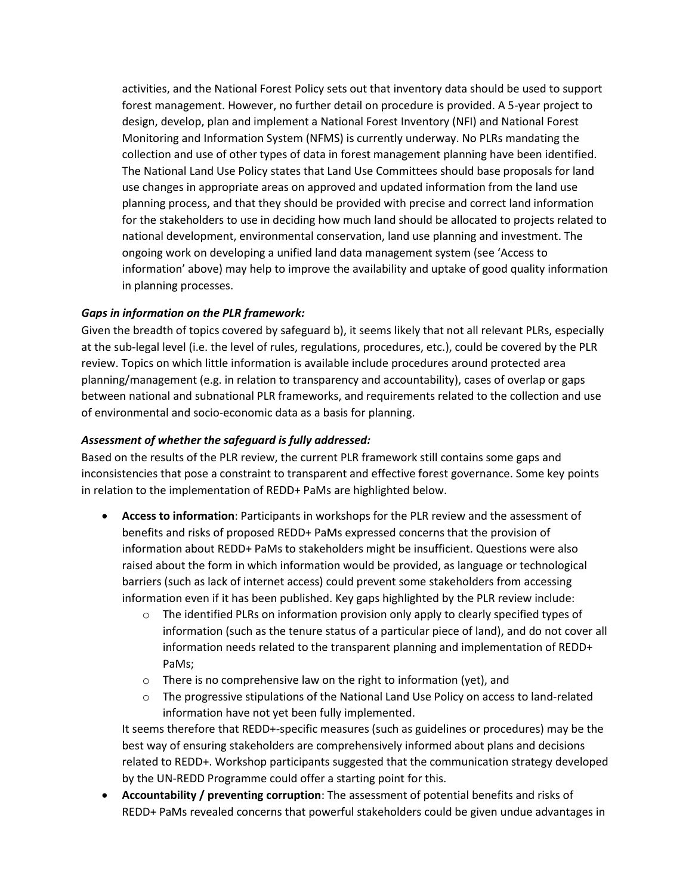activities, and the National Forest Policy sets out that inventory data should be used to support forest management. However, no further detail on procedure is provided. A 5-year project to design, develop, plan and implement a National Forest Inventory (NFI) and National Forest Monitoring and Information System (NFMS) is currently underway. No PLRs mandating the collection and use of other types of data in forest management planning have been identified. The National Land Use Policy states that Land Use Committees should base proposals for land use changes in appropriate areas on approved and updated information from the land use planning process, and that they should be provided with precise and correct land information for the stakeholders to use in deciding how much land should be allocated to projects related to national development, environmental conservation, land use planning and investment. The ongoing work on developing a unified land data management system (see 'Access to information' above) may help to improve the availability and uptake of good quality information in planning processes.

***Gaps in information on the PLR framework:***

Given the breadth of topics covered by safeguard b), it seems likely that not all relevant PLRs, especially at the sub-legal level (i.e. the level of rules, regulations, procedures, etc.), could be covered by the PLR review. Topics on which little information is available include procedures around protected area planning/management (e.g. in relation to transparency and accountability), cases of overlap or gaps between national and subnational PLR frameworks, and requirements related to the collection and use of environmental and socio-economic data as a basis for planning.

***Assessment of whether the safeguard is fully addressed:***

Based on the results of the PLR review, the current PLR framework still contains some gaps and inconsistencies that pose a constraint to transparent and effective forest governance. Some key points in relation to the implementation of REDD+ PaMs are highlighted below.

- **Access to information**: Participants in workshops for the PLR review and the assessment of benefits and risks of proposed REDD+ PaMs expressed concerns that the provision of information about REDD+ PaMs to stakeholders might be insufficient. Questions were also raised about the form in which information would be provided, as language or technological barriers (such as lack of internet access) could prevent some stakeholders from accessing information even if it has been published. Key gaps highlighted by the PLR review include:
    - The identified PLRs on information provision only apply to clearly specified types of information (such as the tenure status of a particular piece of land), and do not cover all information needs related to the transparent planning and implementation of REDD+ PaMs;
    - There is no comprehensive law on the right to information (yet), and
    - The progressive stipulations of the National Land Use Policy on access to land-related information have not yet been fully implemented.

  It seems therefore that REDD+-specific measures (such as guidelines or procedures) may be the best way of ensuring stakeholders are comprehensively informed about plans and decisions related to REDD+. Workshop participants suggested that the communication strategy developed by the UN-REDD Programme could offer a starting point for this.
- **Accountability / preventing corruption**: The assessment of potential benefits and risks of REDD+ PaMs revealed concerns that powerful stakeholders could be given undue advantages in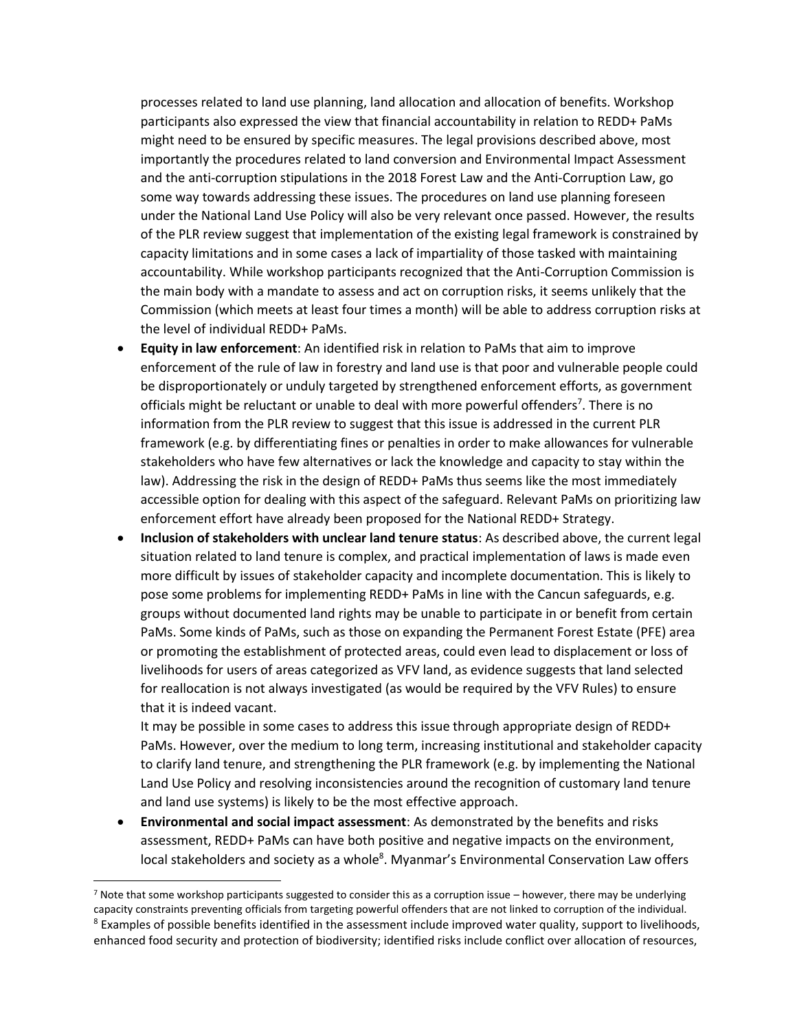processes related to land use planning, land allocation and allocation of benefits. Workshop participants also expressed the view that financial accountability in relation to REDD+ PaMs might need to be ensured by specific measures. The legal provisions described above, most importantly the procedures related to land conversion and Environmental Impact Assessment and the anti-corruption stipulations in the 2018 Forest Law and the Anti-Corruption Law, go some way towards addressing these issues. The procedures on land use planning foreseen under the National Land Use Policy will also be very relevant once passed. However, the results of the PLR review suggest that implementation of the existing legal framework is constrained by capacity limitations and in some cases a lack of impartiality of those tasked with maintaining accountability. While workshop participants recognized that the Anti-Corruption Commission is the main body with a mandate to assess and act on corruption risks, it seems unlikely that the Commission (which meets at least four times a month) will be able to address corruption risks at the level of individual REDD+ PaMs.

- **Equity in law enforcement**: An identified risk in relation to PaMs that aim to improve enforcement of the rule of law in forestry and land use is that poor and vulnerable people could be disproportionately or unduly targeted by strengthened enforcement efforts, as government officials might be reluctant or unable to deal with more powerful offenders[7]. There is no information from the PLR review to suggest that this issue is addressed in the current PLR framework (e.g. by differentiating fines or penalties in order to make allowances for vulnerable stakeholders who have few alternatives or lack the knowledge and capacity to stay within the law). Addressing the risk in the design of REDD+ PaMs thus seems like the most immediately accessible option for dealing with this aspect of the safeguard. Relevant PaMs on prioritizing law enforcement effort have already been proposed for the National REDD+ Strategy.
- **Inclusion of stakeholders with unclear land tenure status**: As described above, the current legal situation related to land tenure is complex, and practical implementation of laws is made even more difficult by issues of stakeholder capacity and incomplete documentation. This is likely to pose some problems for implementing REDD+ PaMs in line with the Cancun safeguards, e.g. groups without documented land rights may be unable to participate in or benefit from certain PaMs. Some kinds of PaMs, such as those on expanding the Permanent Forest Estate (PFE) area or promoting the establishment of protected areas, could even lead to displacement or loss of livelihoods for users of areas categorized as VFV land, as evidence suggests that land selected for reallocation is not always investigated (as would be required by the VFV Rules) to ensure that it is indeed vacant.

  It may be possible in some cases to address this issue through appropriate design of REDD+ PaMs. However, over the medium to long term, increasing institutional and stakeholder capacity to clarify land tenure, and strengthening the PLR framework (e.g. by implementing the National Land Use Policy and resolving inconsistencies around the recognition of customary land tenure and land use systems) is likely to be the most effective approach.
- **Environmental and social impact assessment**: As demonstrated by the benefits and risks assessment, REDD+ PaMs can have both positive and negative impacts on the environment, local stakeholders and society as a whole[8]. Myanmar's Environmental Conservation Law offers

[7] Note that some workshop participants suggested to consider this as a corruption issue – however, there may be underlying capacity constraints preventing officials from targeting powerful offenders that are not linked to corruption of the individual.

[8] Examples of possible benefits identified in the assessment include improved water quality, support to livelihoods, enhanced food security and protection of biodiversity; identified risks include conflict over allocation of resources,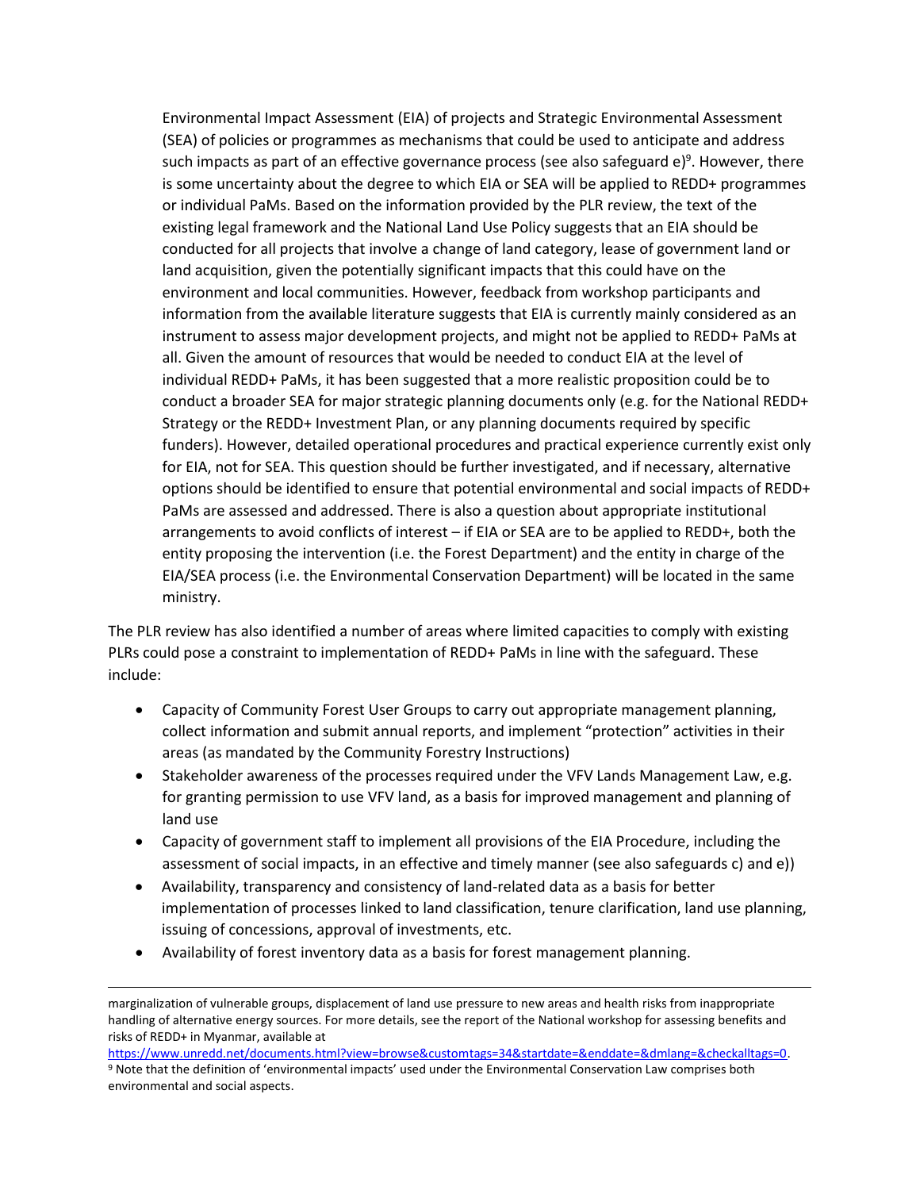Environmental Impact Assessment (EIA) of projects and Strategic Environmental Assessment (SEA) of policies or programmes as mechanisms that could be used to anticipate and address such impacts as part of an effective governance process (see also safeguard e)[9]. However, there is some uncertainty about the degree to which EIA or SEA will be applied to REDD+ programmes or individual PaMs. Based on the information provided by the PLR review, the text of the existing legal framework and the National Land Use Policy suggests that an EIA should be conducted for all projects that involve a change of land category, lease of government land or land acquisition, given the potentially significant impacts that this could have on the environment and local communities. However, feedback from workshop participants and information from the available literature suggests that EIA is currently mainly considered as an instrument to assess major development projects, and might not be applied to REDD+ PaMs at all. Given the amount of resources that would be needed to conduct EIA at the level of individual REDD+ PaMs, it has been suggested that a more realistic proposition could be to conduct a broader SEA for major strategic planning documents only (e.g. for the National REDD+ Strategy or the REDD+ Investment Plan, or any planning documents required by specific funders). However, detailed operational procedures and practical experience currently exist only for EIA, not for SEA. This question should be further investigated, and if necessary, alternative options should be identified to ensure that potential environmental and social impacts of REDD+ PaMs are assessed and addressed. There is also a question about appropriate institutional arrangements to avoid conflicts of interest – if EIA or SEA are to be applied to REDD+, both the entity proposing the intervention (i.e. the Forest Department) and the entity in charge of the EIA/SEA process (i.e. the Environmental Conservation Department) will be located in the same ministry.

The PLR review has also identified a number of areas where limited capacities to comply with existing PLRs could pose a constraint to implementation of REDD+ PaMs in line with the safeguard. These include:

- Capacity of Community Forest User Groups to carry out appropriate management planning, collect information and submit annual reports, and implement "protection" activities in their areas (as mandated by the Community Forestry Instructions)
- Stakeholder awareness of the processes required under the VFV Lands Management Law, e.g. for granting permission to use VFV land, as a basis for improved management and planning of land use
- Capacity of government staff to implement all provisions of the EIA Procedure, including the assessment of social impacts, in an effective and timely manner (see also safeguards c) and e))
- Availability, transparency and consistency of land-related data as a basis for better implementation of processes linked to land classification, tenure clarification, land use planning, issuing of concessions, approval of investments, etc.
- Availability of forest inventory data as a basis for forest management planning.

---

marginalization of vulnerable groups, displacement of land use pressure to new areas and health risks from inappropriate handling of alternative energy sources. For more details, see the report of the National workshop for assessing benefits and risks of REDD+ in Myanmar, available at https://www.unredd.net/documents.html?view=browse&customtags=34&startdate=&enddate=&dmlang=&checkalltags=0.

[9] Note that the definition of 'environmental impacts' used under the Environmental Conservation Law comprises both environmental and social aspects.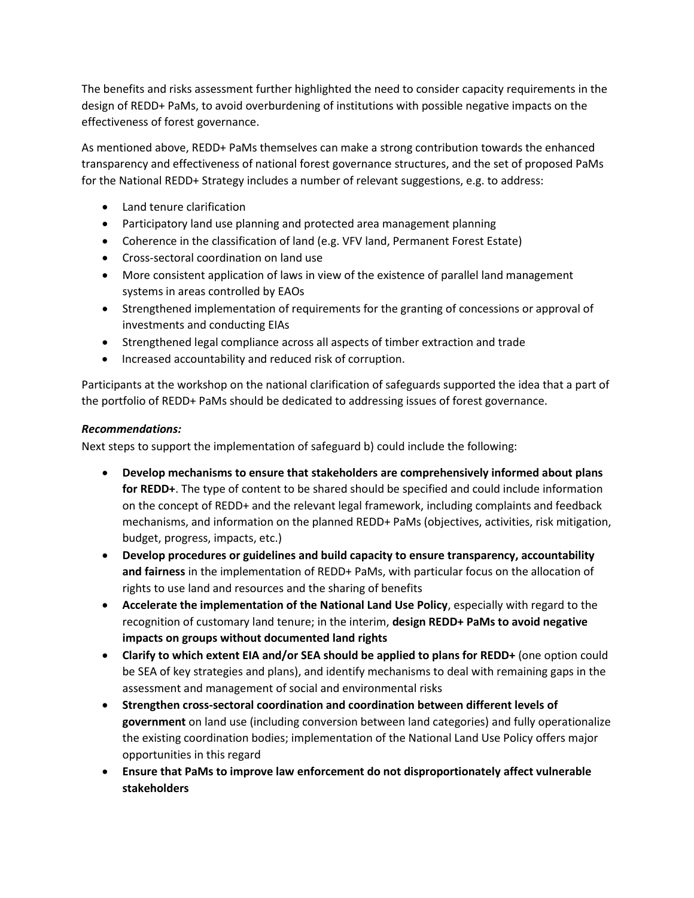The benefits and risks assessment further highlighted the need to consider capacity requirements in the design of REDD+ PaMs, to avoid overburdening of institutions with possible negative impacts on the effectiveness of forest governance.

As mentioned above, REDD+ PaMs themselves can make a strong contribution towards the enhanced transparency and effectiveness of national forest governance structures, and the set of proposed PaMs for the National REDD+ Strategy includes a number of relevant suggestions, e.g. to address:

- Land tenure clarification
- Participatory land use planning and protected area management planning
- Coherence in the classification of land (e.g. VFV land, Permanent Forest Estate)
- Cross-sectoral coordination on land use
- More consistent application of laws in view of the existence of parallel land management systems in areas controlled by EAOs
- Strengthened implementation of requirements for the granting of concessions or approval of investments and conducting EIAs
- Strengthened legal compliance across all aspects of timber extraction and trade
- Increased accountability and reduced risk of corruption.

Participants at the workshop on the national clarification of safeguards supported the idea that a part of the portfolio of REDD+ PaMs should be dedicated to addressing issues of forest governance.

***Recommendations:***

Next steps to support the implementation of safeguard b) could include the following:

- **Develop mechanisms to ensure that stakeholders are comprehensively informed about plans for REDD+**. The type of content to be shared should be specified and could include information on the concept of REDD+ and the relevant legal framework, including complaints and feedback mechanisms, and information on the planned REDD+ PaMs (objectives, activities, risk mitigation, budget, progress, impacts, etc.)
- **Develop procedures or guidelines and build capacity to ensure transparency, accountability and fairness** in the implementation of REDD+ PaMs, with particular focus on the allocation of rights to use land and resources and the sharing of benefits
- **Accelerate the implementation of the National Land Use Policy**, especially with regard to the recognition of customary land tenure; in the interim, **design REDD+ PaMs to avoid negative impacts on groups without documented land rights**
- **Clarify to which extent EIA and/or SEA should be applied to plans for REDD+** (one option could be SEA of key strategies and plans), and identify mechanisms to deal with remaining gaps in the assessment and management of social and environmental risks
- **Strengthen cross-sectoral coordination and coordination between different levels of government** on land use (including conversion between land categories) and fully operationalize the existing coordination bodies; implementation of the National Land Use Policy offers major opportunities in this regard
- **Ensure that PaMs to improve law enforcement do not disproportionately affect vulnerable stakeholders**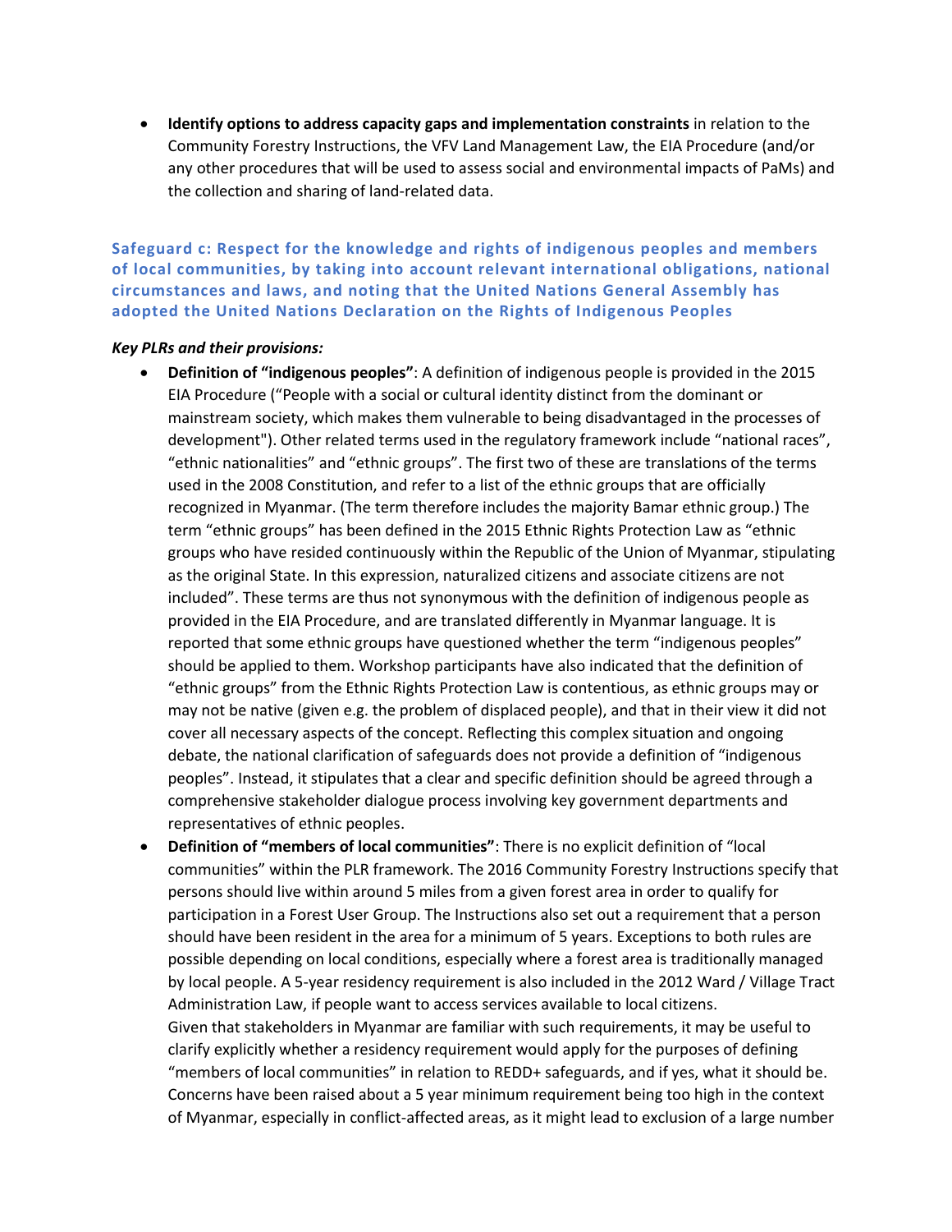- **Identify options to address capacity gaps and implementation constraints** in relation to the Community Forestry Instructions, the VFV Land Management Law, the EIA Procedure (and/or any other procedures that will be used to assess social and environmental impacts of PaMs) and the collection and sharing of land-related data.

### Safeguard c: Respect for the knowledge and rights of indigenous peoples and members of local communities, by taking into account relevant international obligations, national circumstances and laws, and noting that the United Nations General Assembly has adopted the United Nations Declaration on the Rights of Indigenous Peoples

***Key PLRs and their provisions:***

- **Definition of "indigenous peoples"**: A definition of indigenous people is provided in the 2015 EIA Procedure ("People with a social or cultural identity distinct from the dominant or mainstream society, which makes them vulnerable to being disadvantaged in the processes of development"). Other related terms used in the regulatory framework include "national races", "ethnic nationalities" and "ethnic groups". The first two of these are translations of the terms used in the 2008 Constitution, and refer to a list of the ethnic groups that are officially recognized in Myanmar. (The term therefore includes the majority Bamar ethnic group.) The term "ethnic groups" has been defined in the 2015 Ethnic Rights Protection Law as "ethnic groups who have resided continuously within the Republic of the Union of Myanmar, stipulating as the original State. In this expression, naturalized citizens and associate citizens are not included". These terms are thus not synonymous with the definition of indigenous people as provided in the EIA Procedure, and are translated differently in Myanmar language. It is reported that some ethnic groups have questioned whether the term "indigenous peoples" should be applied to them. Workshop participants have also indicated that the definition of "ethnic groups" from the Ethnic Rights Protection Law is contentious, as ethnic groups may or may not be native (given e.g. the problem of displaced people), and that in their view it did not cover all necessary aspects of the concept. Reflecting this complex situation and ongoing debate, the national clarification of safeguards does not provide a definition of "indigenous peoples". Instead, it stipulates that a clear and specific definition should be agreed through a comprehensive stakeholder dialogue process involving key government departments and representatives of ethnic peoples.
- **Definition of "members of local communities"**: There is no explicit definition of "local communities" within the PLR framework. The 2016 Community Forestry Instructions specify that persons should live within around 5 miles from a given forest area in order to qualify for participation in a Forest User Group. The Instructions also set out a requirement that a person should have been resident in the area for a minimum of 5 years. Exceptions to both rules are possible depending on local conditions, especially where a forest area is traditionally managed by local people. A 5-year residency requirement is also included in the 2012 Ward / Village Tract Administration Law, if people want to access services available to local citizens.
  Given that stakeholders in Myanmar are familiar with such requirements, it may be useful to clarify explicitly whether a residency requirement would apply for the purposes of defining "members of local communities" in relation to REDD+ safeguards, and if yes, what it should be. Concerns have been raised about a 5 year minimum requirement being too high in the context of Myanmar, especially in conflict-affected areas, as it might lead to exclusion of a large number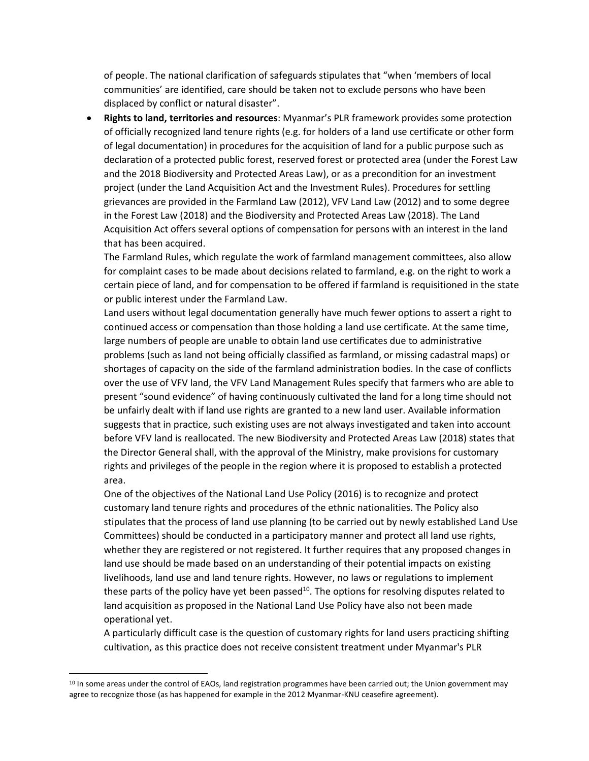of people. The national clarification of safeguards stipulates that "when 'members of local communities' are identified, care should be taken not to exclude persons who have been displaced by conflict or natural disaster".

- **Rights to land, territories and resources**: Myanmar's PLR framework provides some protection of officially recognized land tenure rights (e.g. for holders of a land use certificate or other form of legal documentation) in procedures for the acquisition of land for a public purpose such as declaration of a protected public forest, reserved forest or protected area (under the Forest Law and the 2018 Biodiversity and Protected Areas Law), or as a precondition for an investment project (under the Land Acquisition Act and the Investment Rules). Procedures for settling grievances are provided in the Farmland Law (2012), VFV Land Law (2012) and to some degree in the Forest Law (2018) and the Biodiversity and Protected Areas Law (2018). The Land Acquisition Act offers several options of compensation for persons with an interest in the land that has been acquired.

  The Farmland Rules, which regulate the work of farmland management committees, also allow for complaint cases to be made about decisions related to farmland, e.g. on the right to work a certain piece of land, and for compensation to be offered if farmland is requisitioned in the state or public interest under the Farmland Law.

  Land users without legal documentation generally have much fewer options to assert a right to continued access or compensation than those holding a land use certificate. At the same time, large numbers of people are unable to obtain land use certificates due to administrative problems (such as land not being officially classified as farmland, or missing cadastral maps) or shortages of capacity on the side of the farmland administration bodies. In the case of conflicts over the use of VFV land, the VFV Land Management Rules specify that farmers who are able to present "sound evidence" of having continuously cultivated the land for a long time should not be unfairly dealt with if land use rights are granted to a new land user. Available information suggests that in practice, such existing uses are not always investigated and taken into account before VFV land is reallocated. The new Biodiversity and Protected Areas Law (2018) states that the Director General shall, with the approval of the Ministry, make provisions for customary rights and privileges of the people in the region where it is proposed to establish a protected area.

  One of the objectives of the National Land Use Policy (2016) is to recognize and protect customary land tenure rights and procedures of the ethnic nationalities. The Policy also stipulates that the process of land use planning (to be carried out by newly established Land Use Committees) should be conducted in a participatory manner and protect all land use rights, whether they are registered or not registered. It further requires that any proposed changes in land use should be made based on an understanding of their potential impacts on existing livelihoods, land use and land tenure rights. However, no laws or regulations to implement these parts of the policy have yet been passed[10]. The options for resolving disputes related to land acquisition as proposed in the National Land Use Policy have also not been made operational yet.

  A particularly difficult case is the question of customary rights for land users practicing shifting cultivation, as this practice does not receive consistent treatment under Myanmar's PLR

---

[10] In some areas under the control of EAOs, land registration programmes have been carried out; the Union government may agree to recognize those (as has happened for example in the 2012 Myanmar-KNU ceasefire agreement).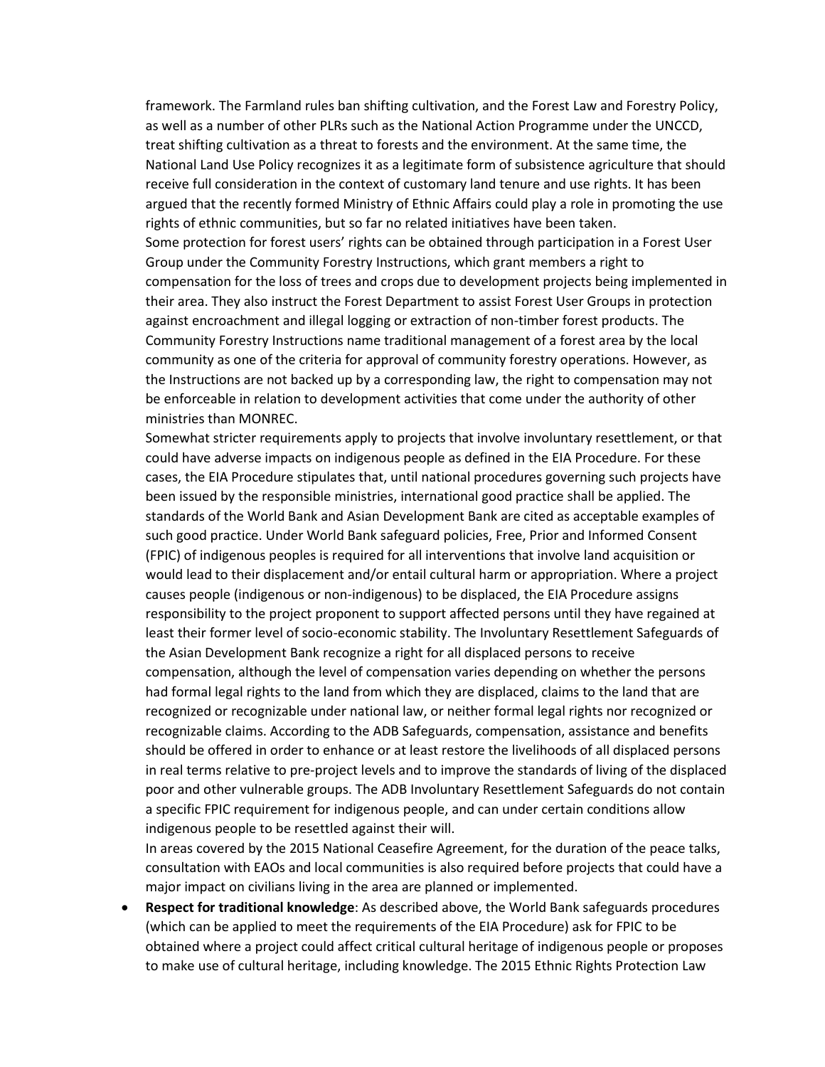framework. The Farmland rules ban shifting cultivation, and the Forest Law and Forestry Policy, as well as a number of other PLRs such as the National Action Programme under the UNCCD, treat shifting cultivation as a threat to forests and the environment. At the same time, the National Land Use Policy recognizes it as a legitimate form of subsistence agriculture that should receive full consideration in the context of customary land tenure and use rights. It has been argued that the recently formed Ministry of Ethnic Affairs could play a role in promoting the use rights of ethnic communities, but so far no related initiatives have been taken.

Some protection for forest users' rights can be obtained through participation in a Forest User Group under the Community Forestry Instructions, which grant members a right to compensation for the loss of trees and crops due to development projects being implemented in their area. They also instruct the Forest Department to assist Forest User Groups in protection against encroachment and illegal logging or extraction of non-timber forest products. The Community Forestry Instructions name traditional management of a forest area by the local community as one of the criteria for approval of community forestry operations. However, as the Instructions are not backed up by a corresponding law, the right to compensation may not be enforceable in relation to development activities that come under the authority of other ministries than MONREC.

Somewhat stricter requirements apply to projects that involve involuntary resettlement, or that could have adverse impacts on indigenous people as defined in the EIA Procedure. For these cases, the EIA Procedure stipulates that, until national procedures governing such projects have been issued by the responsible ministries, international good practice shall be applied. The standards of the World Bank and Asian Development Bank are cited as acceptable examples of such good practice. Under World Bank safeguard policies, Free, Prior and Informed Consent (FPIC) of indigenous peoples is required for all interventions that involve land acquisition or would lead to their displacement and/or entail cultural harm or appropriation. Where a project causes people (indigenous or non-indigenous) to be displaced, the EIA Procedure assigns responsibility to the project proponent to support affected persons until they have regained at least their former level of socio-economic stability. The Involuntary Resettlement Safeguards of the Asian Development Bank recognize a right for all displaced persons to receive compensation, although the level of compensation varies depending on whether the persons had formal legal rights to the land from which they are displaced, claims to the land that are recognized or recognizable under national law, or neither formal legal rights nor recognized or recognizable claims. According to the ADB Safeguards, compensation, assistance and benefits should be offered in order to enhance or at least restore the livelihoods of all displaced persons in real terms relative to pre-project levels and to improve the standards of living of the displaced poor and other vulnerable groups. The ADB Involuntary Resettlement Safeguards do not contain a specific FPIC requirement for indigenous people, and can under certain conditions allow indigenous people to be resettled against their will.

In areas covered by the 2015 National Ceasefire Agreement, for the duration of the peace talks, consultation with EAOs and local communities is also required before projects that could have a major impact on civilians living in the area are planned or implemented.

- **Respect for traditional knowledge**: As described above, the World Bank safeguards procedures (which can be applied to meet the requirements of the EIA Procedure) ask for FPIC to be obtained where a project could affect critical cultural heritage of indigenous people or proposes to make use of cultural heritage, including knowledge. The 2015 Ethnic Rights Protection Law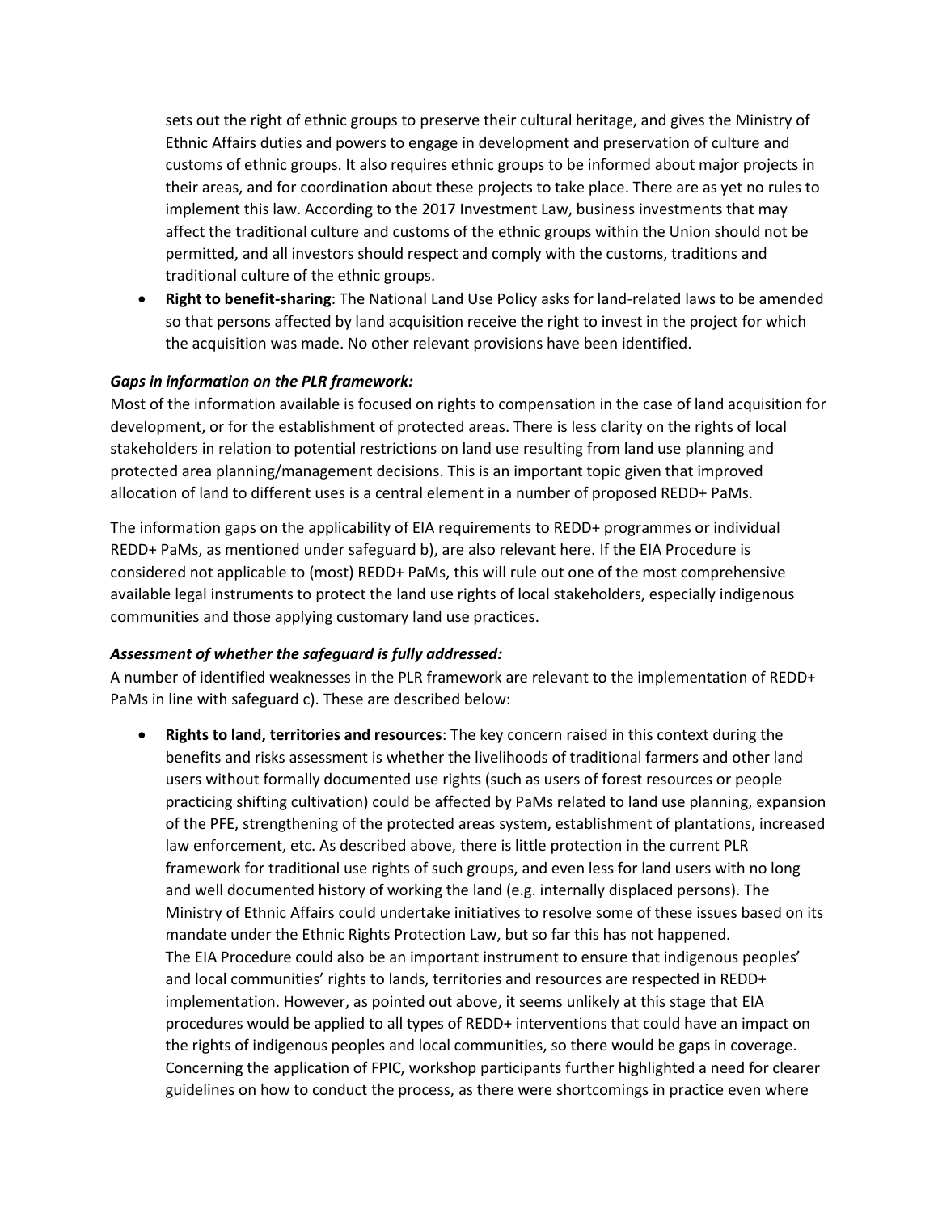sets out the right of ethnic groups to preserve their cultural heritage, and gives the Ministry of Ethnic Affairs duties and powers to engage in development and preservation of culture and customs of ethnic groups. It also requires ethnic groups to be informed about major projects in their areas, and for coordination about these projects to take place. There are as yet no rules to implement this law. According to the 2017 Investment Law, business investments that may affect the traditional culture and customs of the ethnic groups within the Union should not be permitted, and all investors should respect and comply with the customs, traditions and traditional culture of the ethnic groups.

- **Right to benefit-sharing**: The National Land Use Policy asks for land-related laws to be amended so that persons affected by land acquisition receive the right to invest in the project for which the acquisition was made. No other relevant provisions have been identified.

***Gaps in information on the PLR framework:***

Most of the information available is focused on rights to compensation in the case of land acquisition for development, or for the establishment of protected areas. There is less clarity on the rights of local stakeholders in relation to potential restrictions on land use resulting from land use planning and protected area planning/management decisions. This is an important topic given that improved allocation of land to different uses is a central element in a number of proposed REDD+ PaMs.

The information gaps on the applicability of EIA requirements to REDD+ programmes or individual REDD+ PaMs, as mentioned under safeguard b), are also relevant here. If the EIA Procedure is considered not applicable to (most) REDD+ PaMs, this will rule out one of the most comprehensive available legal instruments to protect the land use rights of local stakeholders, especially indigenous communities and those applying customary land use practices.

***Assessment of whether the safeguard is fully addressed:***

A number of identified weaknesses in the PLR framework are relevant to the implementation of REDD+ PaMs in line with safeguard c). These are described below:

- **Rights to land, territories and resources**: The key concern raised in this context during the benefits and risks assessment is whether the livelihoods of traditional farmers and other land users without formally documented use rights (such as users of forest resources or people practicing shifting cultivation) could be affected by PaMs related to land use planning, expansion of the PFE, strengthening of the protected areas system, establishment of plantations, increased law enforcement, etc. As described above, there is little protection in the current PLR framework for traditional use rights of such groups, and even less for land users with no long and well documented history of working the land (e.g. internally displaced persons). The Ministry of Ethnic Affairs could undertake initiatives to resolve some of these issues based on its mandate under the Ethnic Rights Protection Law, but so far this has not happened.
  The EIA Procedure could also be an important instrument to ensure that indigenous peoples' and local communities' rights to lands, territories and resources are respected in REDD+ implementation. However, as pointed out above, it seems unlikely at this stage that EIA procedures would be applied to all types of REDD+ interventions that could have an impact on the rights of indigenous peoples and local communities, so there would be gaps in coverage.
  Concerning the application of FPIC, workshop participants further highlighted a need for clearer guidelines on how to conduct the process, as there were shortcomings in practice even where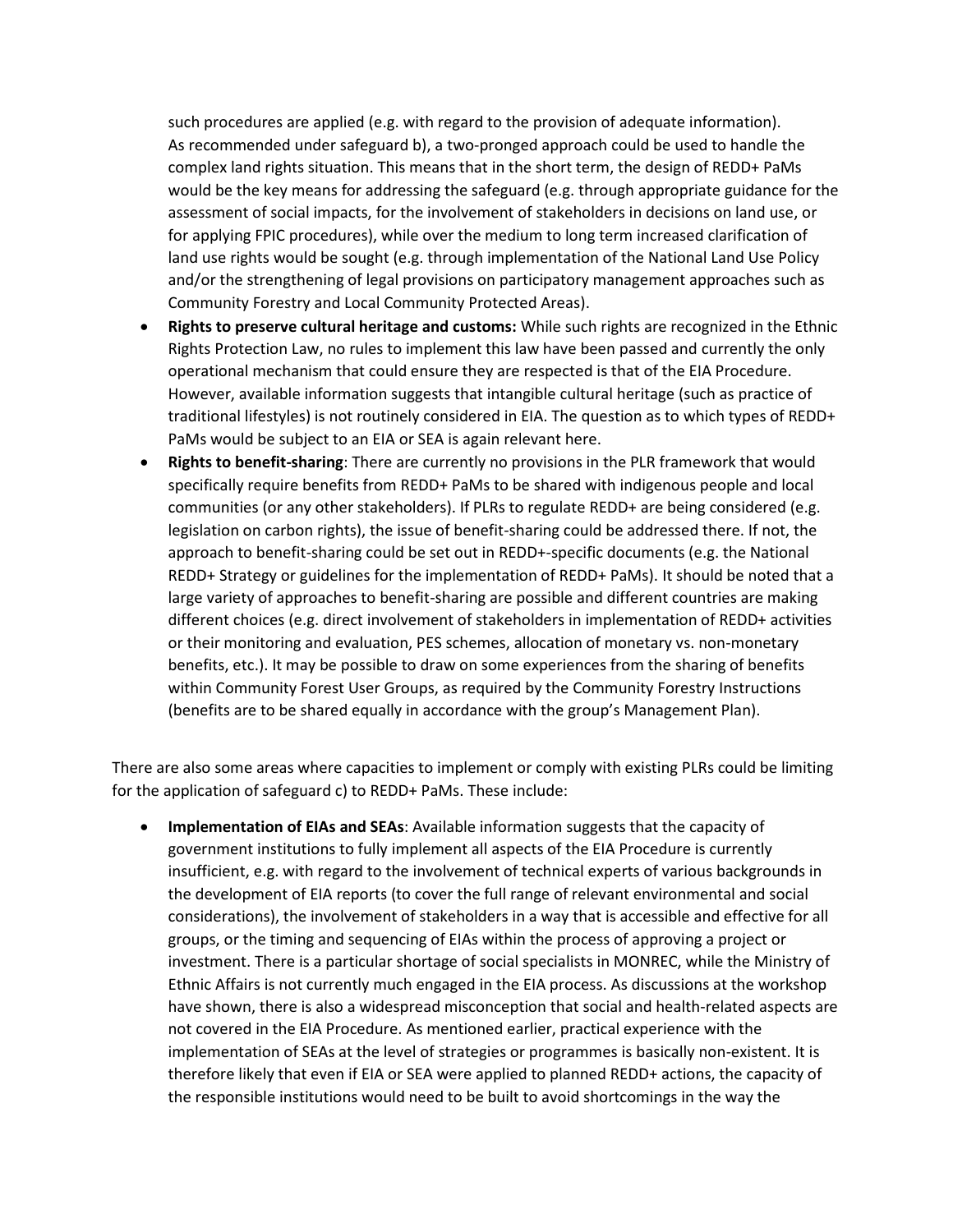such procedures are applied (e.g. with regard to the provision of adequate information). As recommended under safeguard b), a two-pronged approach could be used to handle the complex land rights situation. This means that in the short term, the design of REDD+ PaMs would be the key means for addressing the safeguard (e.g. through appropriate guidance for the assessment of social impacts, for the involvement of stakeholders in decisions on land use, or for applying FPIC procedures), while over the medium to long term increased clarification of land use rights would be sought (e.g. through implementation of the National Land Use Policy and/or the strengthening of legal provisions on participatory management approaches such as Community Forestry and Local Community Protected Areas).

- **Rights to preserve cultural heritage and customs:** While such rights are recognized in the Ethnic Rights Protection Law, no rules to implement this law have been passed and currently the only operational mechanism that could ensure they are respected is that of the EIA Procedure. However, available information suggests that intangible cultural heritage (such as practice of traditional lifestyles) is not routinely considered in EIA. The question as to which types of REDD+ PaMs would be subject to an EIA or SEA is again relevant here.
- **Rights to benefit-sharing**: There are currently no provisions in the PLR framework that would specifically require benefits from REDD+ PaMs to be shared with indigenous people and local communities (or any other stakeholders). If PLRs to regulate REDD+ are being considered (e.g. legislation on carbon rights), the issue of benefit-sharing could be addressed there. If not, the approach to benefit-sharing could be set out in REDD+-specific documents (e.g. the National REDD+ Strategy or guidelines for the implementation of REDD+ PaMs). It should be noted that a large variety of approaches to benefit-sharing are possible and different countries are making different choices (e.g. direct involvement of stakeholders in implementation of REDD+ activities or their monitoring and evaluation, PES schemes, allocation of monetary vs. non-monetary benefits, etc.). It may be possible to draw on some experiences from the sharing of benefits within Community Forest User Groups, as required by the Community Forestry Instructions (benefits are to be shared equally in accordance with the group's Management Plan).

There are also some areas where capacities to implement or comply with existing PLRs could be limiting for the application of safeguard c) to REDD+ PaMs. These include:

- **Implementation of EIAs and SEAs**: Available information suggests that the capacity of government institutions to fully implement all aspects of the EIA Procedure is currently insufficient, e.g. with regard to the involvement of technical experts of various backgrounds in the development of EIA reports (to cover the full range of relevant environmental and social considerations), the involvement of stakeholders in a way that is accessible and effective for all groups, or the timing and sequencing of EIAs within the process of approving a project or investment. There is a particular shortage of social specialists in MONREC, while the Ministry of Ethnic Affairs is not currently much engaged in the EIA process. As discussions at the workshop have shown, there is also a widespread misconception that social and health-related aspects are not covered in the EIA Procedure. As mentioned earlier, practical experience with the implementation of SEAs at the level of strategies or programmes is basically non-existent. It is therefore likely that even if EIA or SEA were applied to planned REDD+ actions, the capacity of the responsible institutions would need to be built to avoid shortcomings in the way the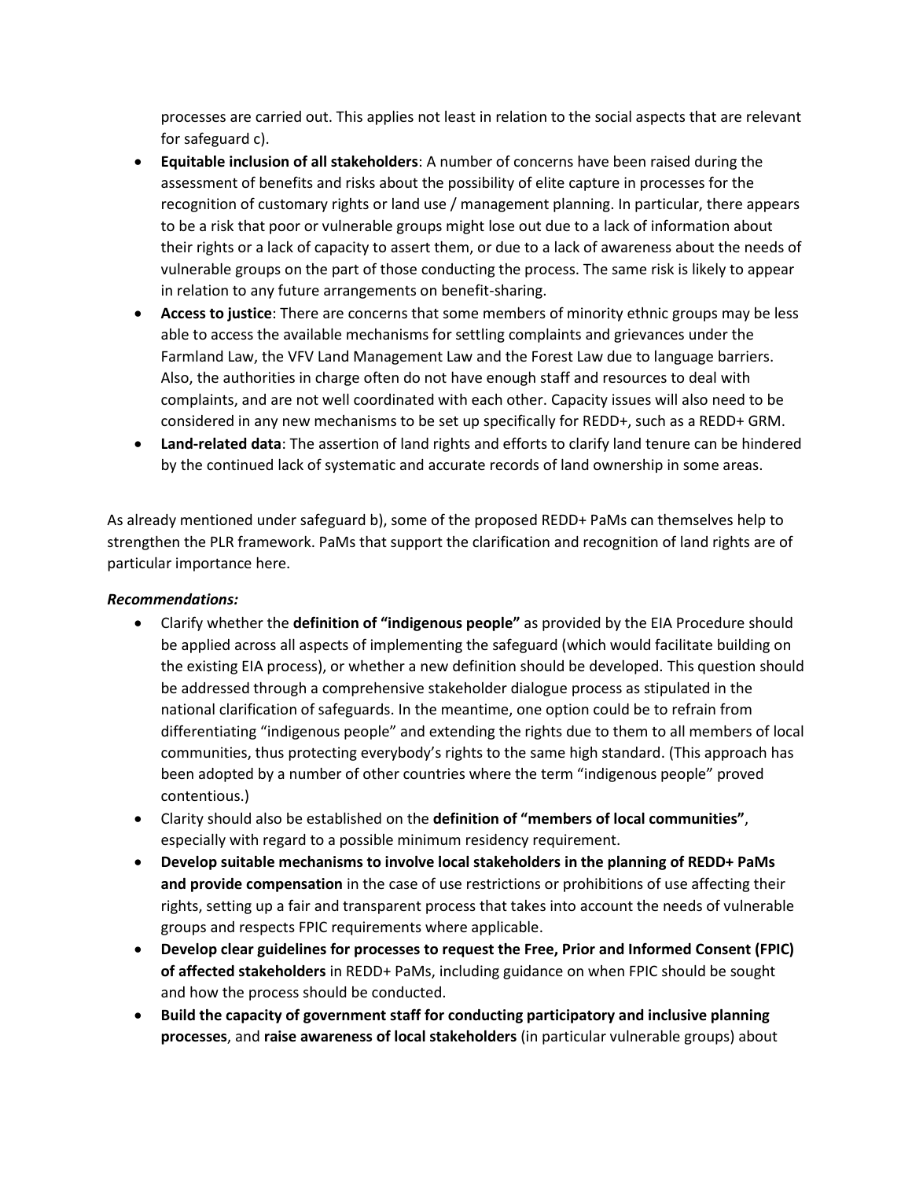processes are carried out. This applies not least in relation to the social aspects that are relevant for safeguard c).

- **Equitable inclusion of all stakeholders**: A number of concerns have been raised during the assessment of benefits and risks about the possibility of elite capture in processes for the recognition of customary rights or land use / management planning. In particular, there appears to be a risk that poor or vulnerable groups might lose out due to a lack of information about their rights or a lack of capacity to assert them, or due to a lack of awareness about the needs of vulnerable groups on the part of those conducting the process. The same risk is likely to appear in relation to any future arrangements on benefit-sharing.
- **Access to justice**: There are concerns that some members of minority ethnic groups may be less able to access the available mechanisms for settling complaints and grievances under the Farmland Law, the VFV Land Management Law and the Forest Law due to language barriers. Also, the authorities in charge often do not have enough staff and resources to deal with complaints, and are not well coordinated with each other. Capacity issues will also need to be considered in any new mechanisms to be set up specifically for REDD+, such as a REDD+ GRM.
- **Land-related data**: The assertion of land rights and efforts to clarify land tenure can be hindered by the continued lack of systematic and accurate records of land ownership in some areas.

As already mentioned under safeguard b), some of the proposed REDD+ PaMs can themselves help to strengthen the PLR framework. PaMs that support the clarification and recognition of land rights are of particular importance here.

***Recommendations:***

- Clarify whether the **definition of "indigenous people"** as provided by the EIA Procedure should be applied across all aspects of implementing the safeguard (which would facilitate building on the existing EIA process), or whether a new definition should be developed. This question should be addressed through a comprehensive stakeholder dialogue process as stipulated in the national clarification of safeguards. In the meantime, one option could be to refrain from differentiating "indigenous people" and extending the rights due to them to all members of local communities, thus protecting everybody's rights to the same high standard. (This approach has been adopted by a number of other countries where the term "indigenous people" proved contentious.)
- Clarity should also be established on the **definition of "members of local communities"**, especially with regard to a possible minimum residency requirement.
- **Develop suitable mechanisms to involve local stakeholders in the planning of REDD+ PaMs and provide compensation** in the case of use restrictions or prohibitions of use affecting their rights, setting up a fair and transparent process that takes into account the needs of vulnerable groups and respects FPIC requirements where applicable.
- **Develop clear guidelines for processes to request the Free, Prior and Informed Consent (FPIC) of affected stakeholders** in REDD+ PaMs, including guidance on when FPIC should be sought and how the process should be conducted.
- **Build the capacity of government staff for conducting participatory and inclusive planning processes**, and **raise awareness of local stakeholders** (in particular vulnerable groups) about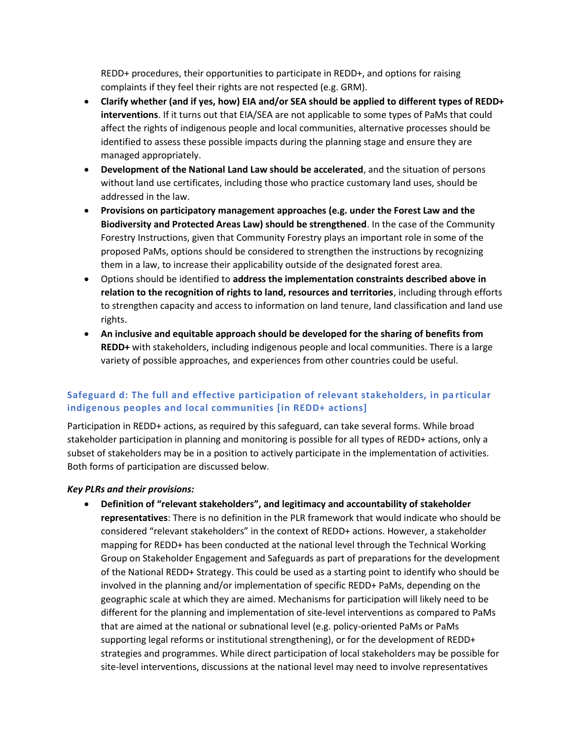REDD+ procedures, their opportunities to participate in REDD+, and options for raising complaints if they feel their rights are not respected (e.g. GRM).

- **Clarify whether (and if yes, how) EIA and/or SEA should be applied to different types of REDD+ interventions**. If it turns out that EIA/SEA are not applicable to some types of PaMs that could affect the rights of indigenous people and local communities, alternative processes should be identified to assess these possible impacts during the planning stage and ensure they are managed appropriately.
- **Development of the National Land Law should be accelerated**, and the situation of persons without land use certificates, including those who practice customary land uses, should be addressed in the law.
- **Provisions on participatory management approaches (e.g. under the Forest Law and the Biodiversity and Protected Areas Law) should be strengthened**. In the case of the Community Forestry Instructions, given that Community Forestry plays an important role in some of the proposed PaMs, options should be considered to strengthen the instructions by recognizing them in a law, to increase their applicability outside of the designated forest area.
- Options should be identified to **address the implementation constraints described above in relation to the recognition of rights to land, resources and territories**, including through efforts to strengthen capacity and access to information on land tenure, land classification and land use rights.
- **An inclusive and equitable approach should be developed for the sharing of benefits from REDD+** with stakeholders, including indigenous people and local communities. There is a large variety of possible approaches, and experiences from other countries could be useful.

### Safeguard d: The full and effective participation of relevant stakeholders, in particular indigenous peoples and local communities [in REDD+ actions]

Participation in REDD+ actions, as required by this safeguard, can take several forms. While broad stakeholder participation in planning and monitoring is possible for all types of REDD+ actions, only a subset of stakeholders may be in a position to actively participate in the implementation of activities. Both forms of participation are discussed below.

***Key PLRs and their provisions:***

- **Definition of "relevant stakeholders", and legitimacy and accountability of stakeholder representatives**: There is no definition in the PLR framework that would indicate who should be considered "relevant stakeholders" in the context of REDD+ actions. However, a stakeholder mapping for REDD+ has been conducted at the national level through the Technical Working Group on Stakeholder Engagement and Safeguards as part of preparations for the development of the National REDD+ Strategy. This could be used as a starting point to identify who should be involved in the planning and/or implementation of specific REDD+ PaMs, depending on the geographic scale at which they are aimed. Mechanisms for participation will likely need to be different for the planning and implementation of site-level interventions as compared to PaMs that are aimed at the national or subnational level (e.g. policy-oriented PaMs or PaMs supporting legal reforms or institutional strengthening), or for the development of REDD+ strategies and programmes. While direct participation of local stakeholders may be possible for site-level interventions, discussions at the national level may need to involve representatives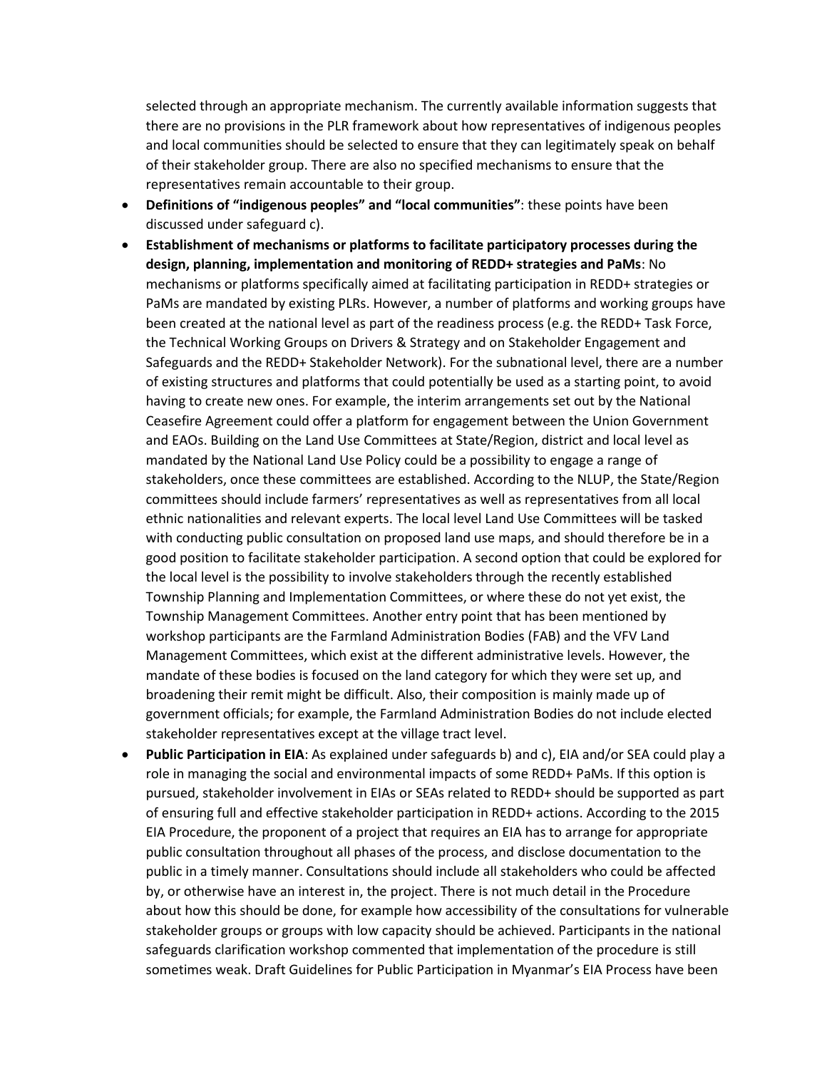selected through an appropriate mechanism. The currently available information suggests that there are no provisions in the PLR framework about how representatives of indigenous peoples and local communities should be selected to ensure that they can legitimately speak on behalf of their stakeholder group. There are also no specified mechanisms to ensure that the representatives remain accountable to their group.

- **Definitions of "indigenous peoples" and "local communities"**: these points have been discussed under safeguard c).
- **Establishment of mechanisms or platforms to facilitate participatory processes during the design, planning, implementation and monitoring of REDD+ strategies and PaMs**: No mechanisms or platforms specifically aimed at facilitating participation in REDD+ strategies or PaMs are mandated by existing PLRs. However, a number of platforms and working groups have been created at the national level as part of the readiness process (e.g. the REDD+ Task Force, the Technical Working Groups on Drivers & Strategy and on Stakeholder Engagement and Safeguards and the REDD+ Stakeholder Network). For the subnational level, there are a number of existing structures and platforms that could potentially be used as a starting point, to avoid having to create new ones. For example, the interim arrangements set out by the National Ceasefire Agreement could offer a platform for engagement between the Union Government and EAOs. Building on the Land Use Committees at State/Region, district and local level as mandated by the National Land Use Policy could be a possibility to engage a range of stakeholders, once these committees are established. According to the NLUP, the State/Region committees should include farmers' representatives as well as representatives from all local ethnic nationalities and relevant experts. The local level Land Use Committees will be tasked with conducting public consultation on proposed land use maps, and should therefore be in a good position to facilitate stakeholder participation. A second option that could be explored for the local level is the possibility to involve stakeholders through the recently established Township Planning and Implementation Committees, or where these do not yet exist, the Township Management Committees. Another entry point that has been mentioned by workshop participants are the Farmland Administration Bodies (FAB) and the VFV Land Management Committees, which exist at the different administrative levels. However, the mandate of these bodies is focused on the land category for which they were set up, and broadening their remit might be difficult. Also, their composition is mainly made up of government officials; for example, the Farmland Administration Bodies do not include elected stakeholder representatives except at the village tract level.
- **Public Participation in EIA**: As explained under safeguards b) and c), EIA and/or SEA could play a role in managing the social and environmental impacts of some REDD+ PaMs. If this option is pursued, stakeholder involvement in EIAs or SEAs related to REDD+ should be supported as part of ensuring full and effective stakeholder participation in REDD+ actions. According to the 2015 EIA Procedure, the proponent of a project that requires an EIA has to arrange for appropriate public consultation throughout all phases of the process, and disclose documentation to the public in a timely manner. Consultations should include all stakeholders who could be affected by, or otherwise have an interest in, the project. There is not much detail in the Procedure about how this should be done, for example how accessibility of the consultations for vulnerable stakeholder groups or groups with low capacity should be achieved. Participants in the national safeguards clarification workshop commented that implementation of the procedure is still sometimes weak. Draft Guidelines for Public Participation in Myanmar's EIA Process have been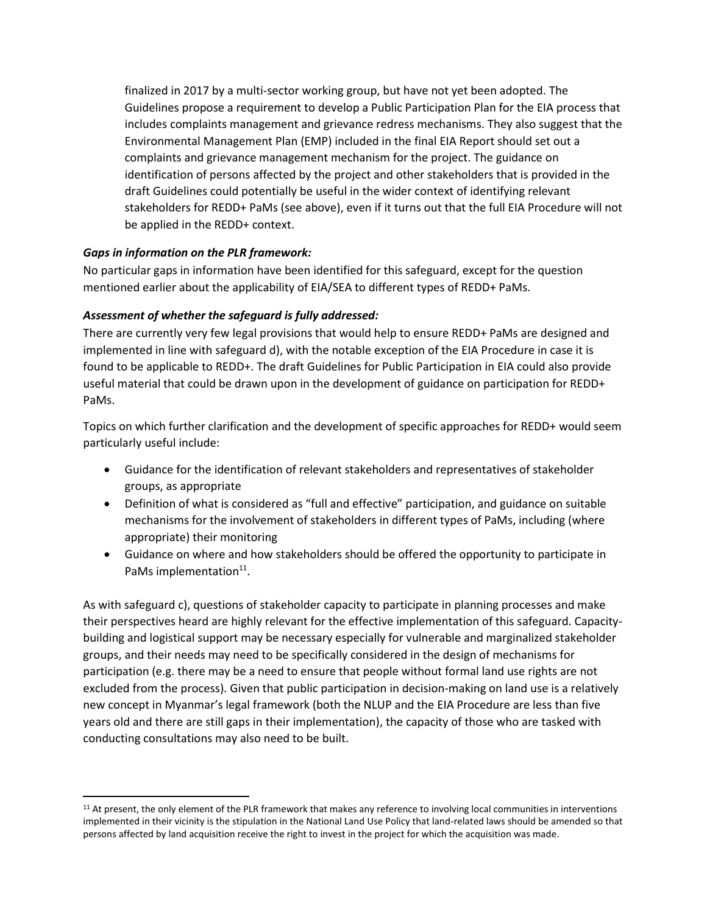finalized in 2017 by a multi-sector working group, but have not yet been adopted. The Guidelines propose a requirement to develop a Public Participation Plan for the EIA process that includes complaints management and grievance redress mechanisms. They also suggest that the Environmental Management Plan (EMP) included in the final EIA Report should set out a complaints and grievance management mechanism for the project. The guidance on identification of persons affected by the project and other stakeholders that is provided in the draft Guidelines could potentially be useful in the wider context of identifying relevant stakeholders for REDD+ PaMs (see above), even if it turns out that the full EIA Procedure will not be applied in the REDD+ context.

***Gaps in information on the PLR framework:***

No particular gaps in information have been identified for this safeguard, except for the question mentioned earlier about the applicability of EIA/SEA to different types of REDD+ PaMs.

***Assessment of whether the safeguard is fully addressed:***

There are currently very few legal provisions that would help to ensure REDD+ PaMs are designed and implemented in line with safeguard d), with the notable exception of the EIA Procedure in case it is found to be applicable to REDD+. The draft Guidelines for Public Participation in EIA could also provide useful material that could be drawn upon in the development of guidance on participation for REDD+ PaMs.

Topics on which further clarification and the development of specific approaches for REDD+ would seem particularly useful include:

- Guidance for the identification of relevant stakeholders and representatives of stakeholder groups, as appropriate
- Definition of what is considered as "full and effective" participation, and guidance on suitable mechanisms for the involvement of stakeholders in different types of PaMs, including (where appropriate) their monitoring
- Guidance on where and how stakeholders should be offered the opportunity to participate in PaMs implementation[11].

As with safeguard c), questions of stakeholder capacity to participate in planning processes and make their perspectives heard are highly relevant for the effective implementation of this safeguard. Capacity-building and logistical support may be necessary especially for vulnerable and marginalized stakeholder groups, and their needs may need to be specifically considered in the design of mechanisms for participation (e.g. there may be a need to ensure that people without formal land use rights are not excluded from the process). Given that public participation in decision-making on land use is a relatively new concept in Myanmar's legal framework (both the NLUP and the EIA Procedure are less than five years old and there are still gaps in their implementation), the capacity of those who are tasked with conducting consultations may also need to be built.

[11] At present, the only element of the PLR framework that makes any reference to involving local communities in interventions implemented in their vicinity is the stipulation in the National Land Use Policy that land-related laws should be amended so that persons affected by land acquisition receive the right to invest in the project for which the acquisition was made.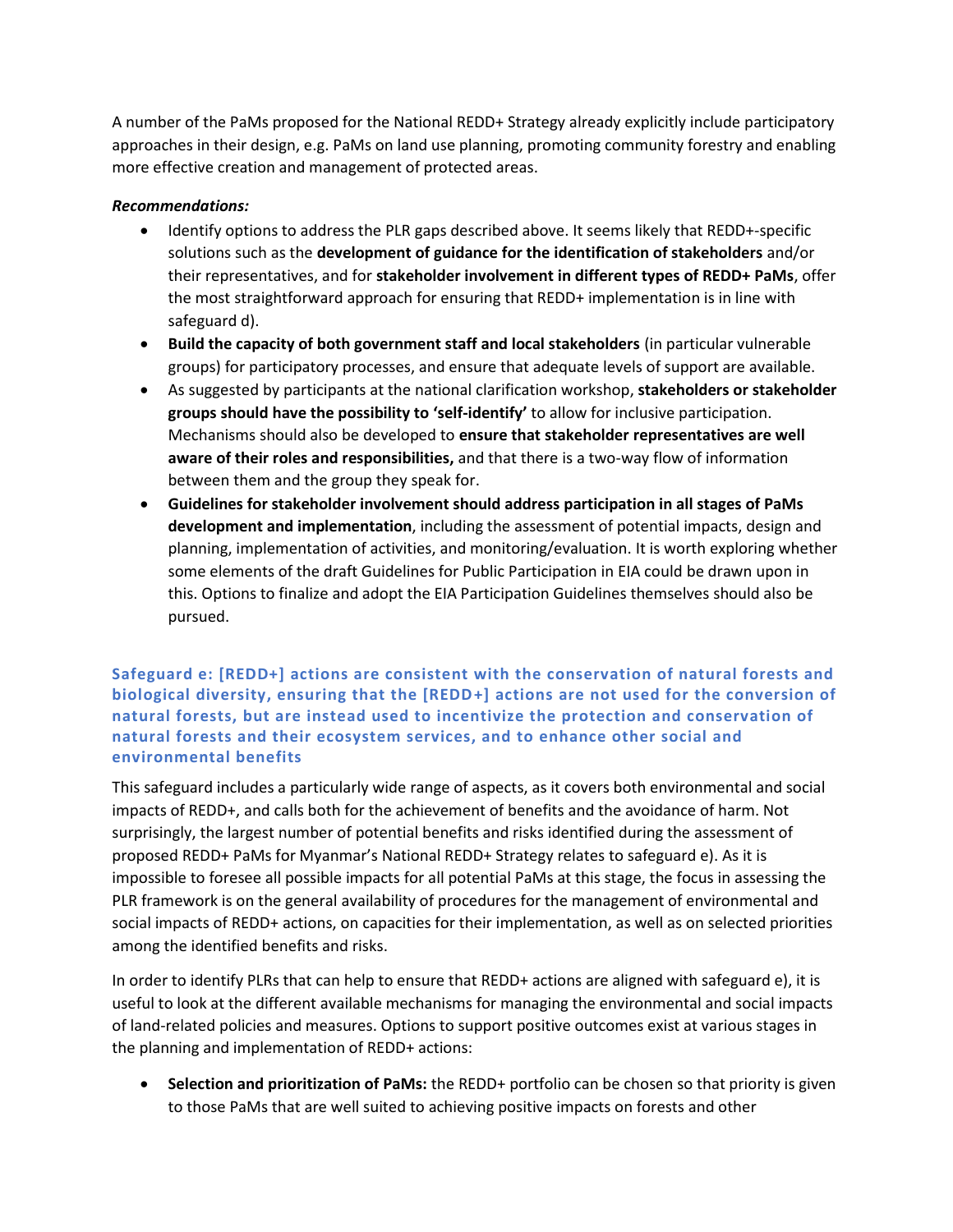A number of the PaMs proposed for the National REDD+ Strategy already explicitly include participatory approaches in their design, e.g. PaMs on land use planning, promoting community forestry and enabling more effective creation and management of protected areas.

***Recommendations:***

- Identify options to address the PLR gaps described above. It seems likely that REDD+-specific solutions such as the **development of guidance for the identification of stakeholders** and/or their representatives, and for **stakeholder involvement in different types of REDD+ PaMs**, offer the most straightforward approach for ensuring that REDD+ implementation is in line with safeguard d).
- **Build the capacity of both government staff and local stakeholders** (in particular vulnerable groups) for participatory processes, and ensure that adequate levels of support are available.
- As suggested by participants at the national clarification workshop, **stakeholders or stakeholder groups should have the possibility to 'self-identify'** to allow for inclusive participation. Mechanisms should also be developed to **ensure that stakeholder representatives are well aware of their roles and responsibilities,** and that there is a two-way flow of information between them and the group they speak for.
- **Guidelines for stakeholder involvement should address participation in all stages of PaMs development and implementation**, including the assessment of potential impacts, design and planning, implementation of activities, and monitoring/evaluation. It is worth exploring whether some elements of the draft Guidelines for Public Participation in EIA could be drawn upon in this. Options to finalize and adopt the EIA Participation Guidelines themselves should also be pursued.

### Safeguard e: [REDD+] actions are consistent with the conservation of natural forests and biological diversity, ensuring that the [REDD+] actions are not used for the conversion of natural forests, but are instead used to incentivize the protection and conservation of natural forests and their ecosystem services, and to enhance other social and environmental benefits

This safeguard includes a particularly wide range of aspects, as it covers both environmental and social impacts of REDD+, and calls both for the achievement of benefits and the avoidance of harm. Not surprisingly, the largest number of potential benefits and risks identified during the assessment of proposed REDD+ PaMs for Myanmar's National REDD+ Strategy relates to safeguard e). As it is impossible to foresee all possible impacts for all potential PaMs at this stage, the focus in assessing the PLR framework is on the general availability of procedures for the management of environmental and social impacts of REDD+ actions, on capacities for their implementation, as well as on selected priorities among the identified benefits and risks.

In order to identify PLRs that can help to ensure that REDD+ actions are aligned with safeguard e), it is useful to look at the different available mechanisms for managing the environmental and social impacts of land-related policies and measures. Options to support positive outcomes exist at various stages in the planning and implementation of REDD+ actions:

- **Selection and prioritization of PaMs:** the REDD+ portfolio can be chosen so that priority is given to those PaMs that are well suited to achieving positive impacts on forests and other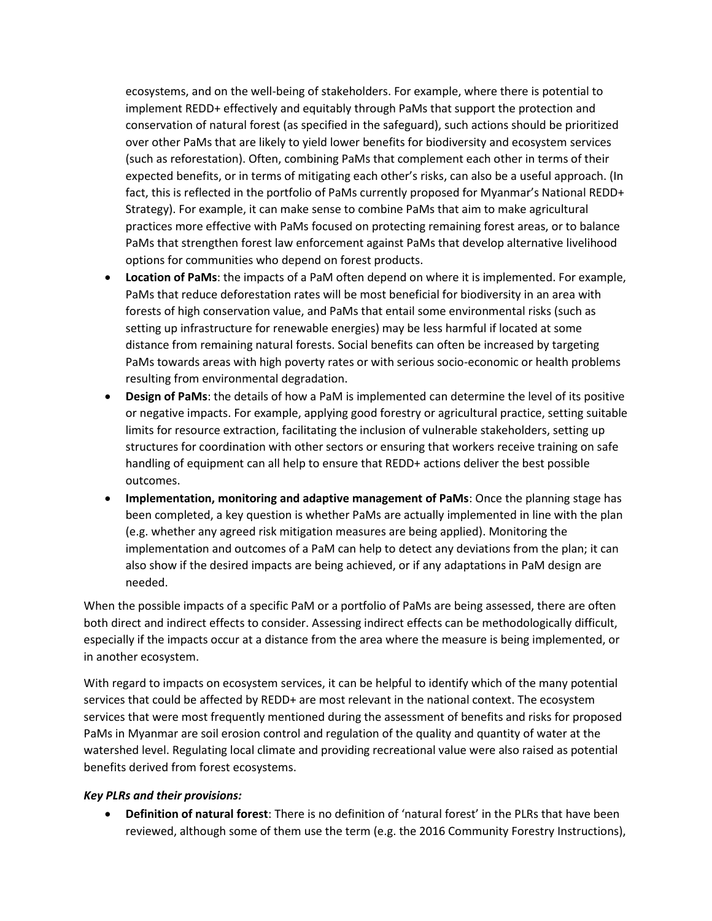ecosystems, and on the well-being of stakeholders. For example, where there is potential to implement REDD+ effectively and equitably through PaMs that support the protection and conservation of natural forest (as specified in the safeguard), such actions should be prioritized over other PaMs that are likely to yield lower benefits for biodiversity and ecosystem services (such as reforestation). Often, combining PaMs that complement each other in terms of their expected benefits, or in terms of mitigating each other's risks, can also be a useful approach. (In fact, this is reflected in the portfolio of PaMs currently proposed for Myanmar's National REDD+ Strategy). For example, it can make sense to combine PaMs that aim to make agricultural practices more effective with PaMs focused on protecting remaining forest areas, or to balance PaMs that strengthen forest law enforcement against PaMs that develop alternative livelihood options for communities who depend on forest products.

- **Location of PaMs**: the impacts of a PaM often depend on where it is implemented. For example, PaMs that reduce deforestation rates will be most beneficial for biodiversity in an area with forests of high conservation value, and PaMs that entail some environmental risks (such as setting up infrastructure for renewable energies) may be less harmful if located at some distance from remaining natural forests. Social benefits can often be increased by targeting PaMs towards areas with high poverty rates or with serious socio-economic or health problems resulting from environmental degradation.
- **Design of PaMs**: the details of how a PaM is implemented can determine the level of its positive or negative impacts. For example, applying good forestry or agricultural practice, setting suitable limits for resource extraction, facilitating the inclusion of vulnerable stakeholders, setting up structures for coordination with other sectors or ensuring that workers receive training on safe handling of equipment can all help to ensure that REDD+ actions deliver the best possible outcomes.
- **Implementation, monitoring and adaptive management of PaMs**: Once the planning stage has been completed, a key question is whether PaMs are actually implemented in line with the plan (e.g. whether any agreed risk mitigation measures are being applied). Monitoring the implementation and outcomes of a PaM can help to detect any deviations from the plan; it can also show if the desired impacts are being achieved, or if any adaptations in PaM design are needed.

When the possible impacts of a specific PaM or a portfolio of PaMs are being assessed, there are often both direct and indirect effects to consider. Assessing indirect effects can be methodologically difficult, especially if the impacts occur at a distance from the area where the measure is being implemented, or in another ecosystem.

With regard to impacts on ecosystem services, it can be helpful to identify which of the many potential services that could be affected by REDD+ are most relevant in the national context. The ecosystem services that were most frequently mentioned during the assessment of benefits and risks for proposed PaMs in Myanmar are soil erosion control and regulation of the quality and quantity of water at the watershed level. Regulating local climate and providing recreational value were also raised as potential benefits derived from forest ecosystems.

***Key PLRs and their provisions:***

- **Definition of natural forest**: There is no definition of 'natural forest' in the PLRs that have been reviewed, although some of them use the term (e.g. the 2016 Community Forestry Instructions),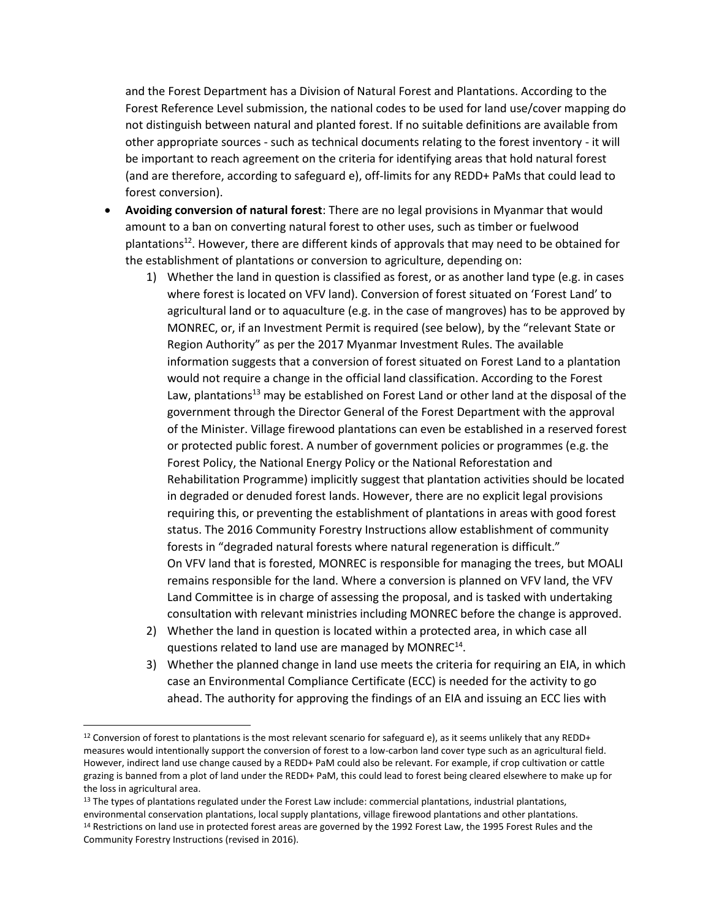and the Forest Department has a Division of Natural Forest and Plantations. According to the Forest Reference Level submission, the national codes to be used for land use/cover mapping do not distinguish between natural and planted forest. If no suitable definitions are available from other appropriate sources - such as technical documents relating to the forest inventory - it will be important to reach agreement on the criteria for identifying areas that hold natural forest (and are therefore, according to safeguard e), off-limits for any REDD+ PaMs that could lead to forest conversion).

- **Avoiding conversion of natural forest**: There are no legal provisions in Myanmar that would amount to a ban on converting natural forest to other uses, such as timber or fuelwood plantations[12]. However, there are different kinds of approvals that may need to be obtained for the establishment of plantations or conversion to agriculture, depending on:
    1) Whether the land in question is classified as forest, or as another land type (e.g. in cases where forest is located on VFV land). Conversion of forest situated on 'Forest Land' to agricultural land or to aquaculture (e.g. in the case of mangroves) has to be approved by MONREC, or, if an Investment Permit is required (see below), by the "relevant State or Region Authority" as per the 2017 Myanmar Investment Rules. The available information suggests that a conversion of forest situated on Forest Land to a plantation would not require a change in the official land classification. According to the Forest Law, plantations[13] may be established on Forest Land or other land at the disposal of the government through the Director General of the Forest Department with the approval of the Minister. Village firewood plantations can even be established in a reserved forest or protected public forest. A number of government policies or programmes (e.g. the Forest Policy, the National Energy Policy or the National Reforestation and Rehabilitation Programme) implicitly suggest that plantation activities should be located in degraded or denuded forest lands. However, there are no explicit legal provisions requiring this, or preventing the establishment of plantations in areas with good forest status. The 2016 Community Forestry Instructions allow establishment of community forests in "degraded natural forests where natural regeneration is difficult."
    On VFV land that is forested, MONREC is responsible for managing the trees, but MOALI remains responsible for the land. Where a conversion is planned on VFV land, the VFV Land Committee is in charge of assessing the proposal, and is tasked with undertaking consultation with relevant ministries including MONREC before the change is approved.
    2) Whether the land in question is located within a protected area, in which case all questions related to land use are managed by MONREC[14].
    3) Whether the planned change in land use meets the criteria for requiring an EIA, in which case an Environmental Compliance Certificate (ECC) is needed for the activity to go ahead. The authority for approving the findings of an EIA and issuing an ECC lies with

---

[12] Conversion of forest to plantations is the most relevant scenario for safeguard e), as it seems unlikely that any REDD+ measures would intentionally support the conversion of forest to a low-carbon land cover type such as an agricultural field. However, indirect land use change caused by a REDD+ PaM could also be relevant. For example, if crop cultivation or cattle grazing is banned from a plot of land under the REDD+ PaM, this could lead to forest being cleared elsewhere to make up for the loss in agricultural area.

[13] The types of plantations regulated under the Forest Law include: commercial plantations, industrial plantations, environmental conservation plantations, local supply plantations, village firewood plantations and other plantations.

[14] Restrictions on land use in protected forest areas are governed by the 1992 Forest Law, the 1995 Forest Rules and the Community Forestry Instructions (revised in 2016).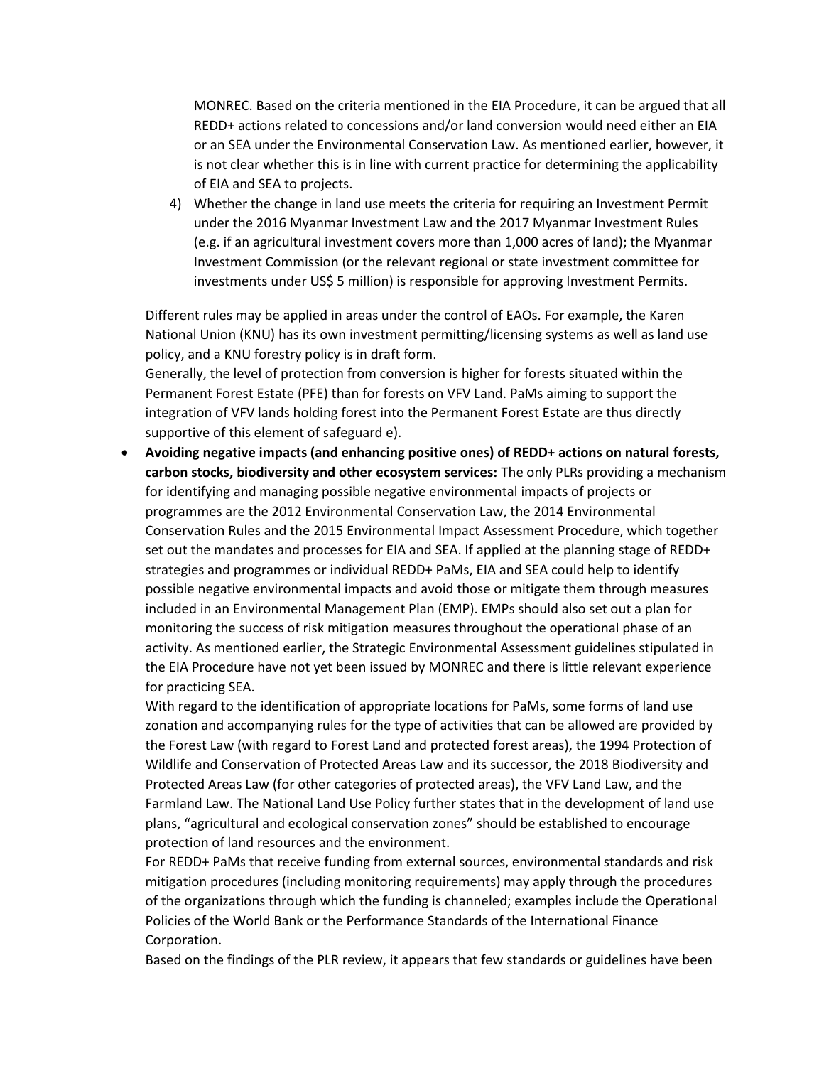MONREC. Based on the criteria mentioned in the EIA Procedure, it can be argued that all REDD+ actions related to concessions and/or land conversion would need either an EIA or an SEA under the Environmental Conservation Law. As mentioned earlier, however, it is not clear whether this is in line with current practice for determining the applicability of EIA and SEA to projects.

4) Whether the change in land use meets the criteria for requiring an Investment Permit under the 2016 Myanmar Investment Law and the 2017 Myanmar Investment Rules (e.g. if an agricultural investment covers more than 1,000 acres of land); the Myanmar Investment Commission (or the relevant regional or state investment committee for investments under US$ 5 million) is responsible for approving Investment Permits.

Different rules may be applied in areas under the control of EAOs. For example, the Karen National Union (KNU) has its own investment permitting/licensing systems as well as land use policy, and a KNU forestry policy is in draft form.

Generally, the level of protection from conversion is higher for forests situated within the Permanent Forest Estate (PFE) than for forests on VFV Land. PaMs aiming to support the integration of VFV lands holding forest into the Permanent Forest Estate are thus directly supportive of this element of safeguard e).

- **Avoiding negative impacts (and enhancing positive ones) of REDD+ actions on natural forests, carbon stocks, biodiversity and other ecosystem services:** The only PLRs providing a mechanism for identifying and managing possible negative environmental impacts of projects or programmes are the 2012 Environmental Conservation Law, the 2014 Environmental Conservation Rules and the 2015 Environmental Impact Assessment Procedure, which together set out the mandates and processes for EIA and SEA. If applied at the planning stage of REDD+ strategies and programmes or individual REDD+ PaMs, EIA and SEA could help to identify possible negative environmental impacts and avoid those or mitigate them through measures included in an Environmental Management Plan (EMP). EMPs should also set out a plan for monitoring the success of risk mitigation measures throughout the operational phase of an activity. As mentioned earlier, the Strategic Environmental Assessment guidelines stipulated in the EIA Procedure have not yet been issued by MONREC and there is little relevant experience for practicing SEA.

  With regard to the identification of appropriate locations for PaMs, some forms of land use zonation and accompanying rules for the type of activities that can be allowed are provided by the Forest Law (with regard to Forest Land and protected forest areas), the 1994 Protection of Wildlife and Conservation of Protected Areas Law and its successor, the 2018 Biodiversity and Protected Areas Law (for other categories of protected areas), the VFV Land Law, and the Farmland Law. The National Land Use Policy further states that in the development of land use plans, "agricultural and ecological conservation zones" should be established to encourage protection of land resources and the environment.

  For REDD+ PaMs that receive funding from external sources, environmental standards and risk mitigation procedures (including monitoring requirements) may apply through the procedures of the organizations through which the funding is channeled; examples include the Operational Policies of the World Bank or the Performance Standards of the International Finance Corporation.

  Based on the findings of the PLR review, it appears that few standards or guidelines have been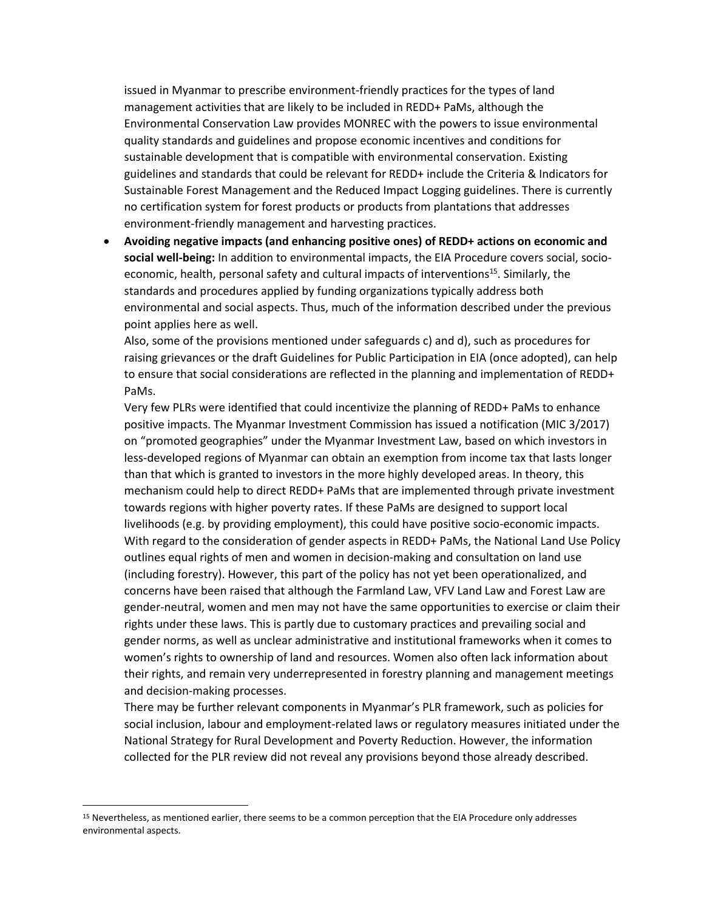issued in Myanmar to prescribe environment-friendly practices for the types of land management activities that are likely to be included in REDD+ PaMs, although the Environmental Conservation Law provides MONREC with the powers to issue environmental quality standards and guidelines and propose economic incentives and conditions for sustainable development that is compatible with environmental conservation. Existing guidelines and standards that could be relevant for REDD+ include the Criteria & Indicators for Sustainable Forest Management and the Reduced Impact Logging guidelines. There is currently no certification system for forest products or products from plantations that addresses environment-friendly management and harvesting practices.

- **Avoiding negative impacts (and enhancing positive ones) of REDD+ actions on economic and social well-being:** In addition to environmental impacts, the EIA Procedure covers social, socio-economic, health, personal safety and cultural impacts of interventions[15]. Similarly, the standards and procedures applied by funding organizations typically address both environmental and social aspects. Thus, much of the information described under the previous point applies here as well.

  Also, some of the provisions mentioned under safeguards c) and d), such as procedures for raising grievances or the draft Guidelines for Public Participation in EIA (once adopted), can help to ensure that social considerations are reflected in the planning and implementation of REDD+ PaMs.

  Very few PLRs were identified that could incentivize the planning of REDD+ PaMs to enhance positive impacts. The Myanmar Investment Commission has issued a notification (MIC 3/2017) on "promoted geographies" under the Myanmar Investment Law, based on which investors in less-developed regions of Myanmar can obtain an exemption from income tax that lasts longer than that which is granted to investors in the more highly developed areas. In theory, this mechanism could help to direct REDD+ PaMs that are implemented through private investment towards regions with higher poverty rates. If these PaMs are designed to support local livelihoods (e.g. by providing employment), this could have positive socio-economic impacts.

  With regard to the consideration of gender aspects in REDD+ PaMs, the National Land Use Policy outlines equal rights of men and women in decision-making and consultation on land use (including forestry). However, this part of the policy has not yet been operationalized, and concerns have been raised that although the Farmland Law, VFV Land Law and Forest Law are gender-neutral, women and men may not have the same opportunities to exercise or claim their rights under these laws. This is partly due to customary practices and prevailing social and gender norms, as well as unclear administrative and institutional frameworks when it comes to women's rights to ownership of land and resources. Women also often lack information about their rights, and remain very underrepresented in forestry planning and management meetings and decision-making processes.

  There may be further relevant components in Myanmar's PLR framework, such as policies for social inclusion, labour and employment-related laws or regulatory measures initiated under the National Strategy for Rural Development and Poverty Reduction. However, the information collected for the PLR review did not reveal any provisions beyond those already described.

---

[15] Nevertheless, as mentioned earlier, there seems to be a common perception that the EIA Procedure only addresses environmental aspects.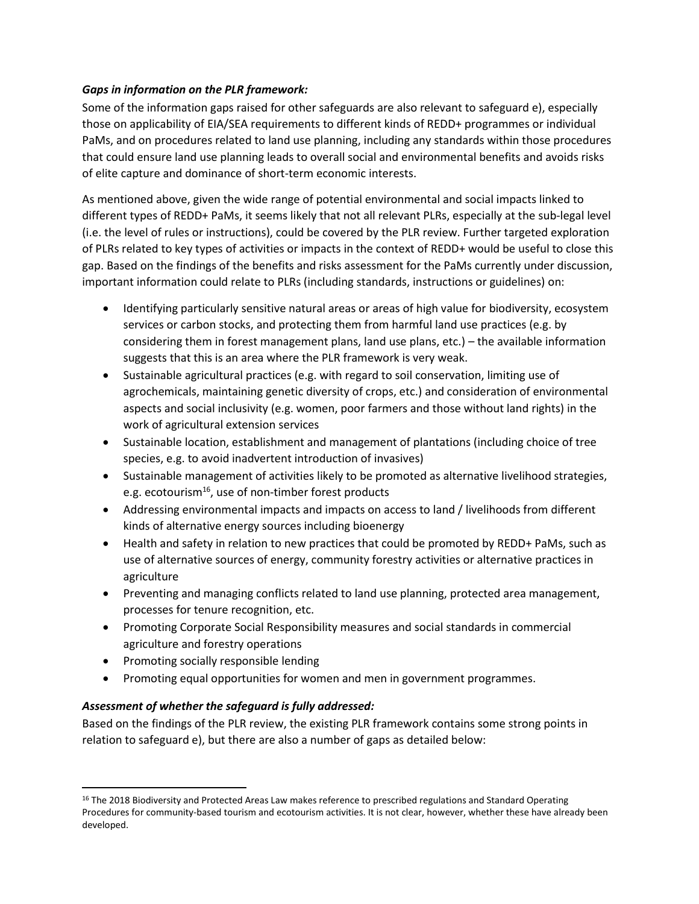***Gaps in information on the PLR framework:***

Some of the information gaps raised for other safeguards are also relevant to safeguard e), especially those on applicability of EIA/SEA requirements to different kinds of REDD+ programmes or individual PaMs, and on procedures related to land use planning, including any standards within those procedures that could ensure land use planning leads to overall social and environmental benefits and avoids risks of elite capture and dominance of short-term economic interests.

As mentioned above, given the wide range of potential environmental and social impacts linked to different types of REDD+ PaMs, it seems likely that not all relevant PLRs, especially at the sub-legal level (i.e. the level of rules or instructions), could be covered by the PLR review. Further targeted exploration of PLRs related to key types of activities or impacts in the context of REDD+ would be useful to close this gap. Based on the findings of the benefits and risks assessment for the PaMs currently under discussion, important information could relate to PLRs (including standards, instructions or guidelines) on:

- Identifying particularly sensitive natural areas or areas of high value for biodiversity, ecosystem services or carbon stocks, and protecting them from harmful land use practices (e.g. by considering them in forest management plans, land use plans, etc.) – the available information suggests that this is an area where the PLR framework is very weak.
- Sustainable agricultural practices (e.g. with regard to soil conservation, limiting use of agrochemicals, maintaining genetic diversity of crops, etc.) and consideration of environmental aspects and social inclusivity (e.g. women, poor farmers and those without land rights) in the work of agricultural extension services
- Sustainable location, establishment and management of plantations (including choice of tree species, e.g. to avoid inadvertent introduction of invasives)
- Sustainable management of activities likely to be promoted as alternative livelihood strategies, e.g. ecotourism[16], use of non-timber forest products
- Addressing environmental impacts and impacts on access to land / livelihoods from different kinds of alternative energy sources including bioenergy
- Health and safety in relation to new practices that could be promoted by REDD+ PaMs, such as use of alternative sources of energy, community forestry activities or alternative practices in agriculture
- Preventing and managing conflicts related to land use planning, protected area management, processes for tenure recognition, etc.
- Promoting Corporate Social Responsibility measures and social standards in commercial agriculture and forestry operations
- Promoting socially responsible lending
- Promoting equal opportunities for women and men in government programmes.

***Assessment of whether the safeguard is fully addressed:***

Based on the findings of the PLR review, the existing PLR framework contains some strong points in relation to safeguard e), but there are also a number of gaps as detailed below:

[16] The 2018 Biodiversity and Protected Areas Law makes reference to prescribed regulations and Standard Operating Procedures for community-based tourism and ecotourism activities. It is not clear, however, whether these have already been developed.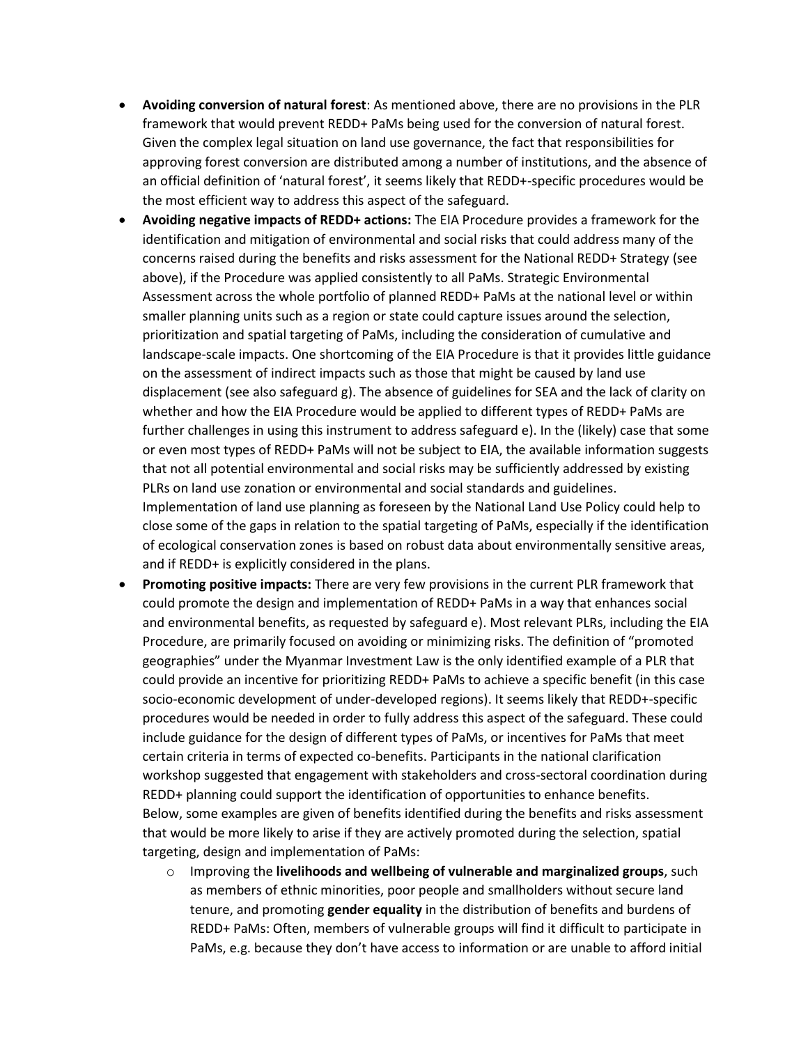- **Avoiding conversion of natural forest**: As mentioned above, there are no provisions in the PLR framework that would prevent REDD+ PaMs being used for the conversion of natural forest. Given the complex legal situation on land use governance, the fact that responsibilities for approving forest conversion are distributed among a number of institutions, and the absence of an official definition of 'natural forest', it seems likely that REDD+-specific procedures would be the most efficient way to address this aspect of the safeguard.
- **Avoiding negative impacts of REDD+ actions:** The EIA Procedure provides a framework for the identification and mitigation of environmental and social risks that could address many of the concerns raised during the benefits and risks assessment for the National REDD+ Strategy (see above), if the Procedure was applied consistently to all PaMs. Strategic Environmental Assessment across the whole portfolio of planned REDD+ PaMs at the national level or within smaller planning units such as a region or state could capture issues around the selection, prioritization and spatial targeting of PaMs, including the consideration of cumulative and landscape-scale impacts. One shortcoming of the EIA Procedure is that it provides little guidance on the assessment of indirect impacts such as those that might be caused by land use displacement (see also safeguard g). The absence of guidelines for SEA and the lack of clarity on whether and how the EIA Procedure would be applied to different types of REDD+ PaMs are further challenges in using this instrument to address safeguard e). In the (likely) case that some or even most types of REDD+ PaMs will not be subject to EIA, the available information suggests that not all potential environmental and social risks may be sufficiently addressed by existing PLRs on land use zonation or environmental and social standards and guidelines.
  Implementation of land use planning as foreseen by the National Land Use Policy could help to close some of the gaps in relation to the spatial targeting of PaMs, especially if the identification of ecological conservation zones is based on robust data about environmentally sensitive areas, and if REDD+ is explicitly considered in the plans.
- **Promoting positive impacts:** There are very few provisions in the current PLR framework that could promote the design and implementation of REDD+ PaMs in a way that enhances social and environmental benefits, as requested by safeguard e). Most relevant PLRs, including the EIA Procedure, are primarily focused on avoiding or minimizing risks. The definition of "promoted geographies" under the Myanmar Investment Law is the only identified example of a PLR that could provide an incentive for prioritizing REDD+ PaMs to achieve a specific benefit (in this case socio-economic development of under-developed regions). It seems likely that REDD+-specific procedures would be needed in order to fully address this aspect of the safeguard. These could include guidance for the design of different types of PaMs, or incentives for PaMs that meet certain criteria in terms of expected co-benefits. Participants in the national clarification workshop suggested that engagement with stakeholders and cross-sectoral coordination during REDD+ planning could support the identification of opportunities to enhance benefits.
  Below, some examples are given of benefits identified during the benefits and risks assessment that would be more likely to arise if they are actively promoted during the selection, spatial targeting, design and implementation of PaMs:
  - Improving the **livelihoods and wellbeing of vulnerable and marginalized groups**, such as members of ethnic minorities, poor people and smallholders without secure land tenure, and promoting **gender equality** in the distribution of benefits and burdens of REDD+ PaMs: Often, members of vulnerable groups will find it difficult to participate in PaMs, e.g. because they don't have access to information or are unable to afford initial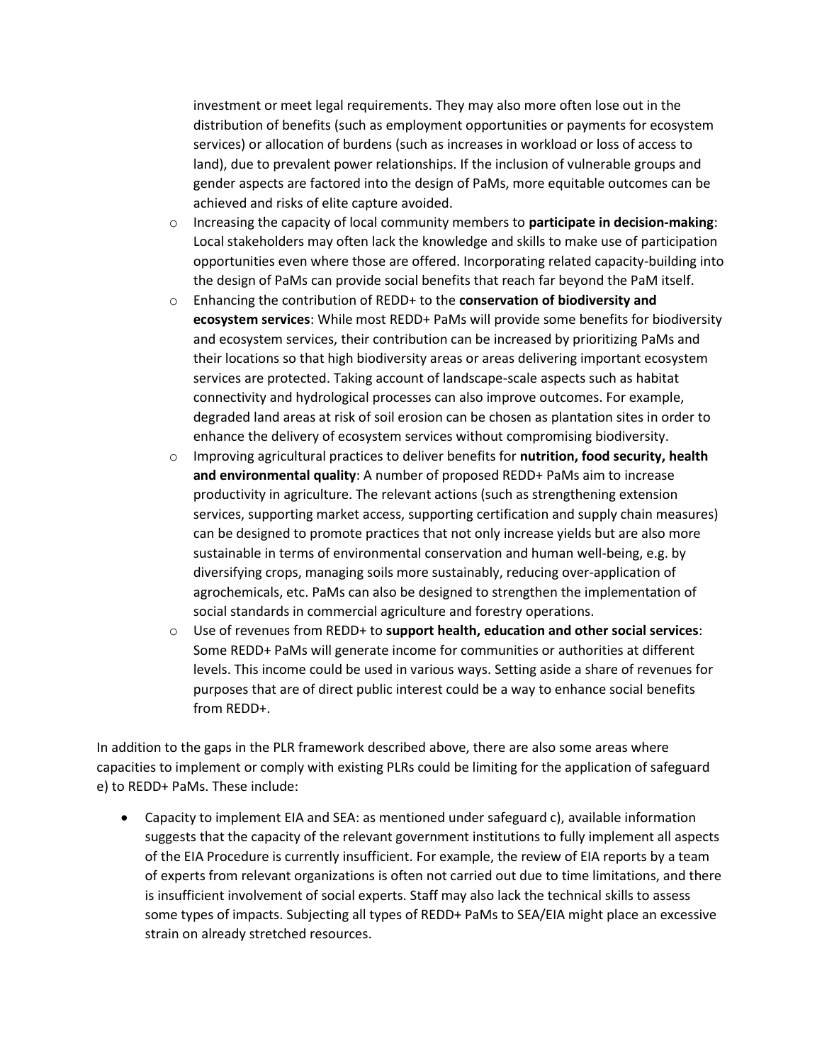investment or meet legal requirements. They may also more often lose out in the distribution of benefits (such as employment opportunities or payments for ecosystem services) or allocation of burdens (such as increases in workload or loss of access to land), due to prevalent power relationships. If the inclusion of vulnerable groups and gender aspects are factored into the design of PaMs, more equitable outcomes can be achieved and risks of elite capture avoided.

  - Increasing the capacity of local community members to **participate in decision-making**: Local stakeholders may often lack the knowledge and skills to make use of participation opportunities even where those are offered. Incorporating related capacity-building into the design of PaMs can provide social benefits that reach far beyond the PaM itself.
  - Enhancing the contribution of REDD+ to the **conservation of biodiversity and ecosystem services**: While most REDD+ PaMs will provide some benefits for biodiversity and ecosystem services, their contribution can be increased by prioritizing PaMs and their locations so that high biodiversity areas or areas delivering important ecosystem services are protected. Taking account of landscape-scale aspects such as habitat connectivity and hydrological processes can also improve outcomes. For example, degraded land areas at risk of soil erosion can be chosen as plantation sites in order to enhance the delivery of ecosystem services without compromising biodiversity.
  - Improving agricultural practices to deliver benefits for **nutrition, food security, health and environmental quality**: A number of proposed REDD+ PaMs aim to increase productivity in agriculture. The relevant actions (such as strengthening extension services, supporting market access, supporting certification and supply chain measures) can be designed to promote practices that not only increase yields but are also more sustainable in terms of environmental conservation and human well-being, e.g. by diversifying crops, managing soils more sustainably, reducing over-application of agrochemicals, etc. PaMs can also be designed to strengthen the implementation of social standards in commercial agriculture and forestry operations.
  - Use of revenues from REDD+ to **support health, education and other social services**: Some REDD+ PaMs will generate income for communities or authorities at different levels. This income could be used in various ways. Setting aside a share of revenues for purposes that are of direct public interest could be a way to enhance social benefits from REDD+.

In addition to the gaps in the PLR framework described above, there are also some areas where capacities to implement or comply with existing PLRs could be limiting for the application of safeguard e) to REDD+ PaMs. These include:

- Capacity to implement EIA and SEA: as mentioned under safeguard c), available information suggests that the capacity of the relevant government institutions to fully implement all aspects of the EIA Procedure is currently insufficient. For example, the review of EIA reports by a team of experts from relevant organizations is often not carried out due to time limitations, and there is insufficient involvement of social experts. Staff may also lack the technical skills to assess some types of impacts. Subjecting all types of REDD+ PaMs to SEA/EIA might place an excessive strain on already stretched resources.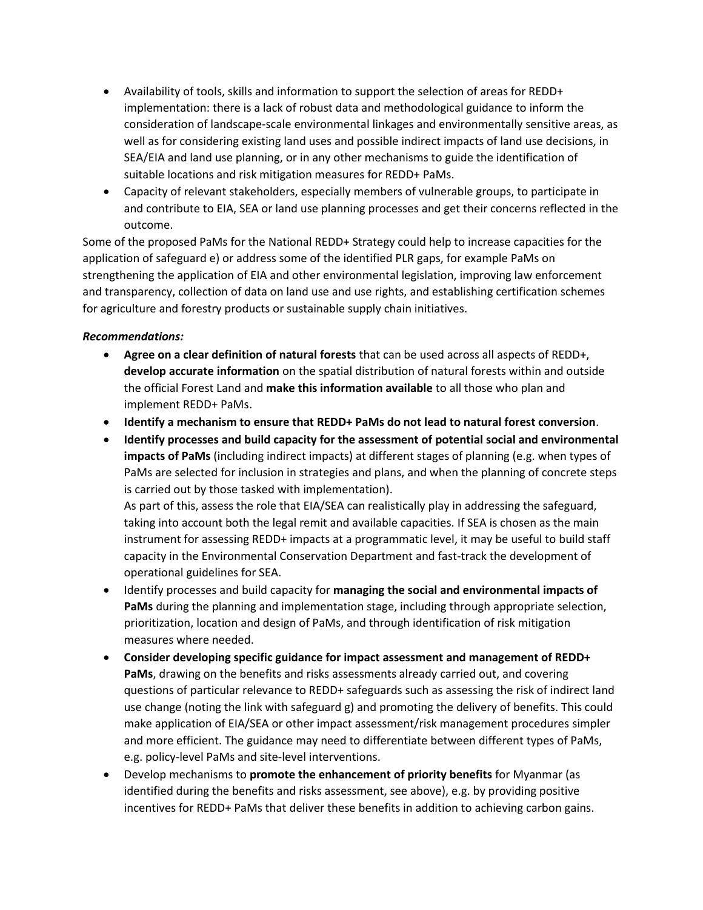- Availability of tools, skills and information to support the selection of areas for REDD+ implementation: there is a lack of robust data and methodological guidance to inform the consideration of landscape-scale environmental linkages and environmentally sensitive areas, as well as for considering existing land uses and possible indirect impacts of land use decisions, in SEA/EIA and land use planning, or in any other mechanisms to guide the identification of suitable locations and risk mitigation measures for REDD+ PaMs.
- Capacity of relevant stakeholders, especially members of vulnerable groups, to participate in and contribute to EIA, SEA or land use planning processes and get their concerns reflected in the outcome.

Some of the proposed PaMs for the National REDD+ Strategy could help to increase capacities for the application of safeguard e) or address some of the identified PLR gaps, for example PaMs on strengthening the application of EIA and other environmental legislation, improving law enforcement and transparency, collection of data on land use and use rights, and establishing certification schemes for agriculture and forestry products or sustainable supply chain initiatives.

***Recommendations:***

- **Agree on a clear definition of natural forests** that can be used across all aspects of REDD+, **develop accurate information** on the spatial distribution of natural forests within and outside the official Forest Land and **make this information available** to all those who plan and implement REDD+ PaMs.
- **Identify a mechanism to ensure that REDD+ PaMs do not lead to natural forest conversion**.
- **Identify processes and build capacity for the assessment of potential social and environmental impacts of PaMs** (including indirect impacts) at different stages of planning (e.g. when types of PaMs are selected for inclusion in strategies and plans, and when the planning of concrete steps is carried out by those tasked with implementation).
  As part of this, assess the role that EIA/SEA can realistically play in addressing the safeguard, taking into account both the legal remit and available capacities. If SEA is chosen as the main instrument for assessing REDD+ impacts at a programmatic level, it may be useful to build staff capacity in the Environmental Conservation Department and fast-track the development of operational guidelines for SEA.
- Identify processes and build capacity for **managing the social and environmental impacts of PaMs** during the planning and implementation stage, including through appropriate selection, prioritization, location and design of PaMs, and through identification of risk mitigation measures where needed.
- **Consider developing specific guidance for impact assessment and management of REDD+ PaMs**, drawing on the benefits and risks assessments already carried out, and covering questions of particular relevance to REDD+ safeguards such as assessing the risk of indirect land use change (noting the link with safeguard g) and promoting the delivery of benefits. This could make application of EIA/SEA or other impact assessment/risk management procedures simpler and more efficient. The guidance may need to differentiate between different types of PaMs, e.g. policy-level PaMs and site-level interventions.
- Develop mechanisms to **promote the enhancement of priority benefits** for Myanmar (as identified during the benefits and risks assessment, see above), e.g. by providing positive incentives for REDD+ PaMs that deliver these benefits in addition to achieving carbon gains.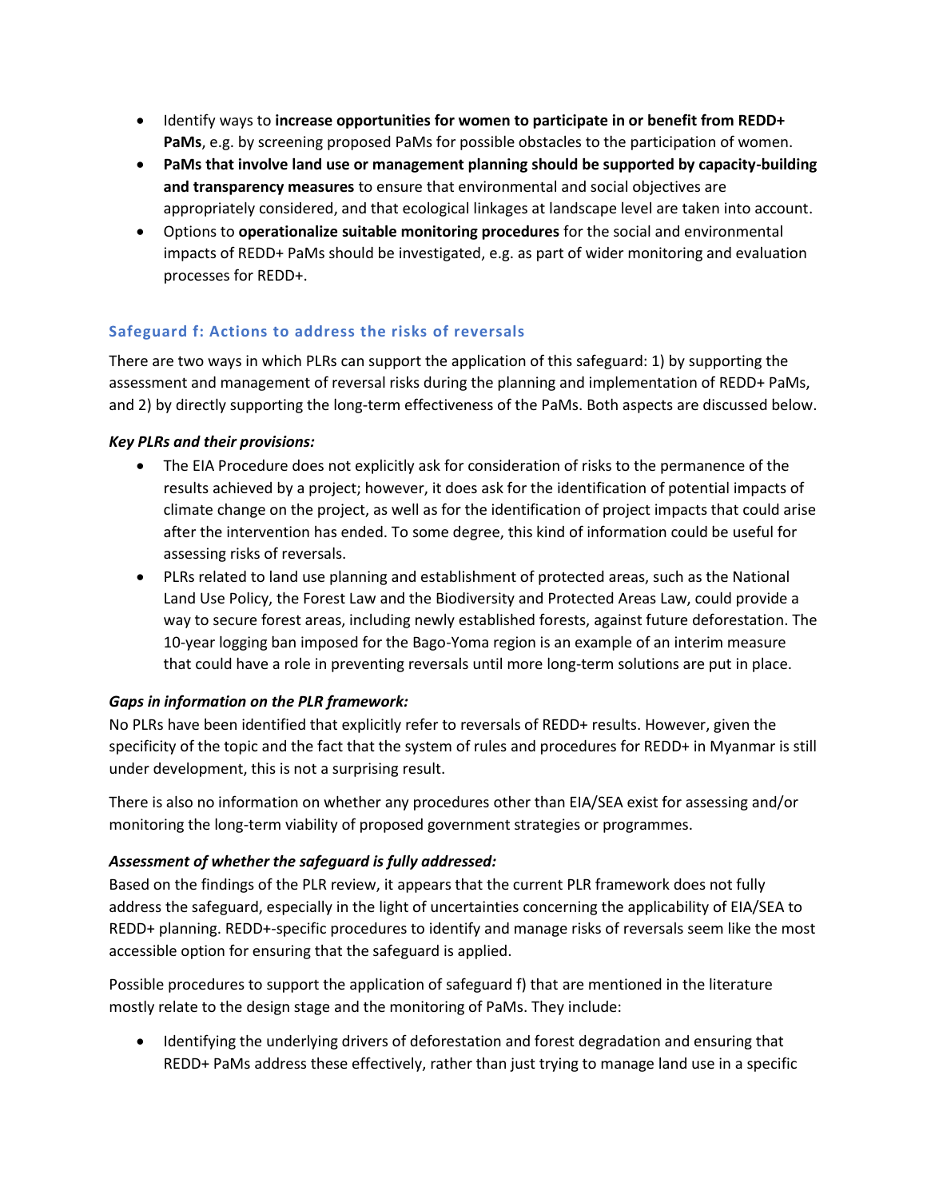- Identify ways to **increase opportunities for women to participate in or benefit from REDD+ PaMs**, e.g. by screening proposed PaMs for possible obstacles to the participation of women.
- **PaMs that involve land use or management planning should be supported by capacity-building and transparency measures** to ensure that environmental and social objectives are appropriately considered, and that ecological linkages at landscape level are taken into account.
- Options to **operationalize suitable monitoring procedures** for the social and environmental impacts of REDD+ PaMs should be investigated, e.g. as part of wider monitoring and evaluation processes for REDD+.

### Safeguard f: Actions to address the risks of reversals

There are two ways in which PLRs can support the application of this safeguard: 1) by supporting the assessment and management of reversal risks during the planning and implementation of REDD+ PaMs, and 2) by directly supporting the long-term effectiveness of the PaMs. Both aspects are discussed below.

***Key PLRs and their provisions:***

- The EIA Procedure does not explicitly ask for consideration of risks to the permanence of the results achieved by a project; however, it does ask for the identification of potential impacts of climate change on the project, as well as for the identification of project impacts that could arise after the intervention has ended. To some degree, this kind of information could be useful for assessing risks of reversals.
- PLRs related to land use planning and establishment of protected areas, such as the National Land Use Policy, the Forest Law and the Biodiversity and Protected Areas Law, could provide a way to secure forest areas, including newly established forests, against future deforestation. The 10-year logging ban imposed for the Bago-Yoma region is an example of an interim measure that could have a role in preventing reversals until more long-term solutions are put in place.

***Gaps in information on the PLR framework:***

No PLRs have been identified that explicitly refer to reversals of REDD+ results. However, given the specificity of the topic and the fact that the system of rules and procedures for REDD+ in Myanmar is still under development, this is not a surprising result.

There is also no information on whether any procedures other than EIA/SEA exist for assessing and/or monitoring the long-term viability of proposed government strategies or programmes.

***Assessment of whether the safeguard is fully addressed:***

Based on the findings of the PLR review, it appears that the current PLR framework does not fully address the safeguard, especially in the light of uncertainties concerning the applicability of EIA/SEA to REDD+ planning. REDD+-specific procedures to identify and manage risks of reversals seem like the most accessible option for ensuring that the safeguard is applied.

Possible procedures to support the application of safeguard f) that are mentioned in the literature mostly relate to the design stage and the monitoring of PaMs. They include:

- Identifying the underlying drivers of deforestation and forest degradation and ensuring that REDD+ PaMs address these effectively, rather than just trying to manage land use in a specific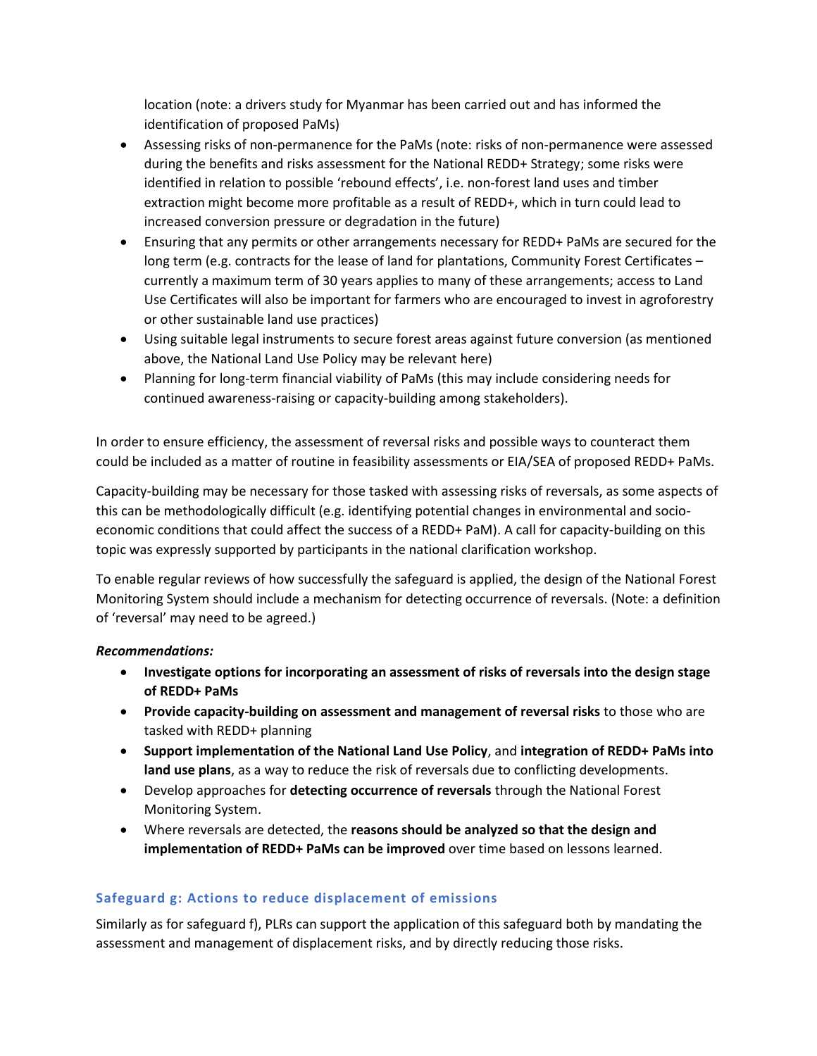location (note: a drivers study for Myanmar has been carried out and has informed the identification of proposed PaMs)

- Assessing risks of non-permanence for the PaMs (note: risks of non-permanence were assessed during the benefits and risks assessment for the National REDD+ Strategy; some risks were identified in relation to possible 'rebound effects', i.e. non-forest land uses and timber extraction might become more profitable as a result of REDD+, which in turn could lead to increased conversion pressure or degradation in the future)
- Ensuring that any permits or other arrangements necessary for REDD+ PaMs are secured for the long term (e.g. contracts for the lease of land for plantations, Community Forest Certificates – currently a maximum term of 30 years applies to many of these arrangements; access to Land Use Certificates will also be important for farmers who are encouraged to invest in agroforestry or other sustainable land use practices)
- Using suitable legal instruments to secure forest areas against future conversion (as mentioned above, the National Land Use Policy may be relevant here)
- Planning for long-term financial viability of PaMs (this may include considering needs for continued awareness-raising or capacity-building among stakeholders).

In order to ensure efficiency, the assessment of reversal risks and possible ways to counteract them could be included as a matter of routine in feasibility assessments or EIA/SEA of proposed REDD+ PaMs.

Capacity-building may be necessary for those tasked with assessing risks of reversals, as some aspects of this can be methodologically difficult (e.g. identifying potential changes in environmental and socio-economic conditions that could affect the success of a REDD+ PaM). A call for capacity-building on this topic was expressly supported by participants in the national clarification workshop.

To enable regular reviews of how successfully the safeguard is applied, the design of the National Forest Monitoring System should include a mechanism for detecting occurrence of reversals. (Note: a definition of 'reversal' may need to be agreed.)

***Recommendations:***

- **Investigate options for incorporating an assessment of risks of reversals into the design stage of REDD+ PaMs**
- **Provide capacity-building on assessment and management of reversal risks** to those who are tasked with REDD+ planning
- **Support implementation of the National Land Use Policy**, and **integration of REDD+ PaMs into land use plans**, as a way to reduce the risk of reversals due to conflicting developments.
- Develop approaches for **detecting occurrence of reversals** through the National Forest Monitoring System.
- Where reversals are detected, the **reasons should be analyzed so that the design and implementation of REDD+ PaMs can be improved** over time based on lessons learned.

### Safeguard g: Actions to reduce displacement of emissions

Similarly as for safeguard f), PLRs can support the application of this safeguard both by mandating the assessment and management of displacement risks, and by directly reducing those risks.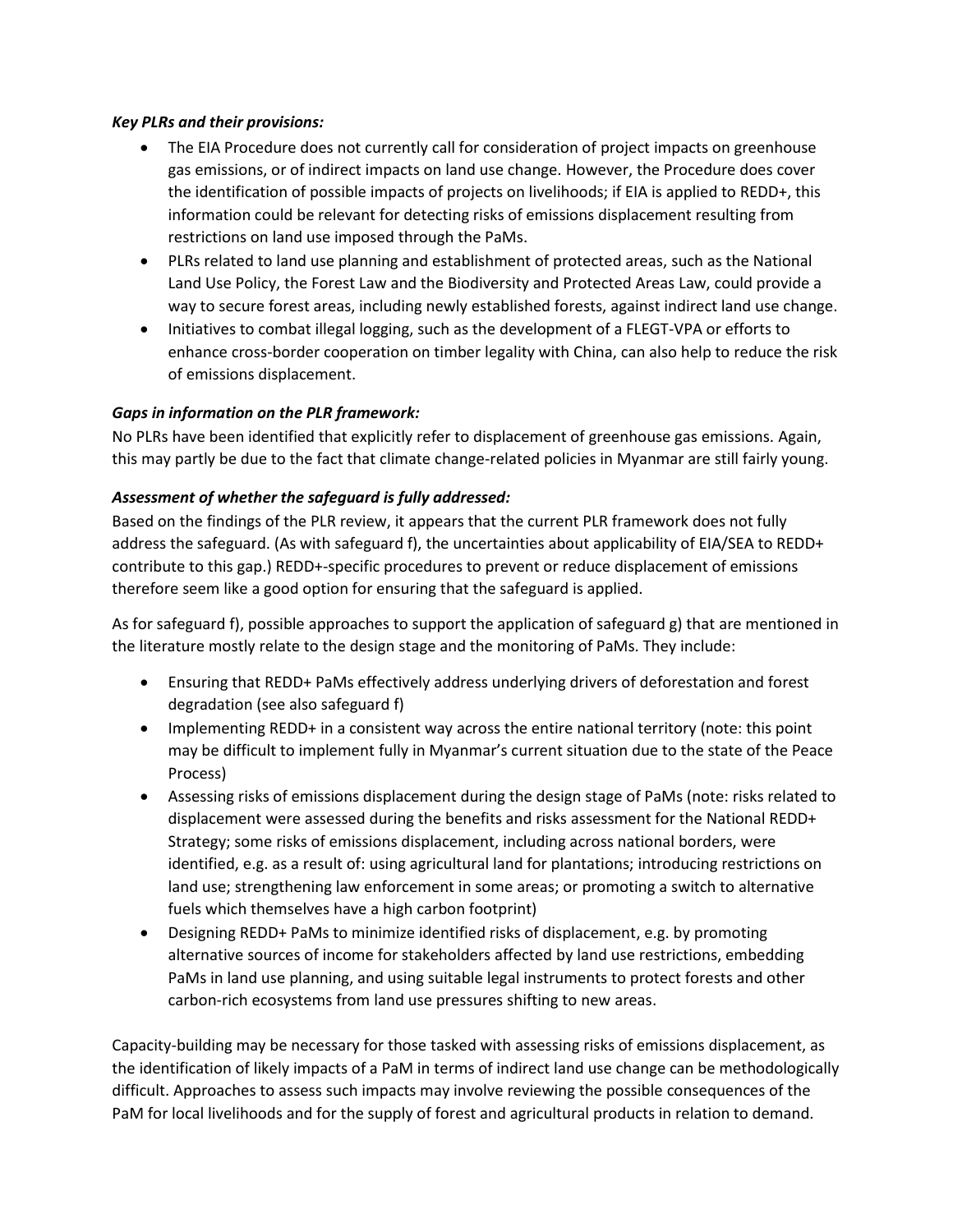***Key PLRs and their provisions:***

- The EIA Procedure does not currently call for consideration of project impacts on greenhouse gas emissions, or of indirect impacts on land use change. However, the Procedure does cover the identification of possible impacts of projects on livelihoods; if EIA is applied to REDD+, this information could be relevant for detecting risks of emissions displacement resulting from restrictions on land use imposed through the PaMs.
- PLRs related to land use planning and establishment of protected areas, such as the National Land Use Policy, the Forest Law and the Biodiversity and Protected Areas Law, could provide a way to secure forest areas, including newly established forests, against indirect land use change.
- Initiatives to combat illegal logging, such as the development of a FLEGT-VPA or efforts to enhance cross-border cooperation on timber legality with China, can also help to reduce the risk of emissions displacement.

***Gaps in information on the PLR framework:***

No PLRs have been identified that explicitly refer to displacement of greenhouse gas emissions. Again, this may partly be due to the fact that climate change-related policies in Myanmar are still fairly young.

***Assessment of whether the safeguard is fully addressed:***

Based on the findings of the PLR review, it appears that the current PLR framework does not fully address the safeguard. (As with safeguard f), the uncertainties about applicability of EIA/SEA to REDD+ contribute to this gap.) REDD+-specific procedures to prevent or reduce displacement of emissions therefore seem like a good option for ensuring that the safeguard is applied.

As for safeguard f), possible approaches to support the application of safeguard g) that are mentioned in the literature mostly relate to the design stage and the monitoring of PaMs. They include:

- Ensuring that REDD+ PaMs effectively address underlying drivers of deforestation and forest degradation (see also safeguard f)
- Implementing REDD+ in a consistent way across the entire national territory (note: this point may be difficult to implement fully in Myanmar's current situation due to the state of the Peace Process)
- Assessing risks of emissions displacement during the design stage of PaMs (note: risks related to displacement were assessed during the benefits and risks assessment for the National REDD+ Strategy; some risks of emissions displacement, including across national borders, were identified, e.g. as a result of: using agricultural land for plantations; introducing restrictions on land use; strengthening law enforcement in some areas; or promoting a switch to alternative fuels which themselves have a high carbon footprint)
- Designing REDD+ PaMs to minimize identified risks of displacement, e.g. by promoting alternative sources of income for stakeholders affected by land use restrictions, embedding PaMs in land use planning, and using suitable legal instruments to protect forests and other carbon-rich ecosystems from land use pressures shifting to new areas.

Capacity-building may be necessary for those tasked with assessing risks of emissions displacement, as the identification of likely impacts of a PaM in terms of indirect land use change can be methodologically difficult. Approaches to assess such impacts may involve reviewing the possible consequences of the PaM for local livelihoods and for the supply of forest and agricultural products in relation to demand.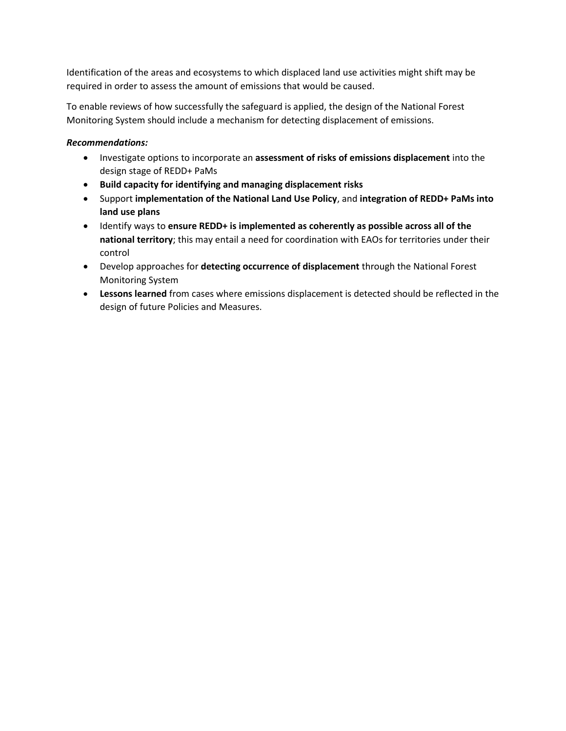Identification of the areas and ecosystems to which displaced land use activities might shift may be required in order to assess the amount of emissions that would be caused.

To enable reviews of how successfully the safeguard is applied, the design of the National Forest Monitoring System should include a mechanism for detecting displacement of emissions.

***Recommendations:***

- Investigate options to incorporate an **assessment of risks of emissions displacement** into the design stage of REDD+ PaMs
- **Build capacity for identifying and managing displacement risks**
- Support **implementation of the National Land Use Policy**, and **integration of REDD+ PaMs into land use plans**
- Identify ways to **ensure REDD+ is implemented as coherently as possible across all of the national territory**; this may entail a need for coordination with EAOs for territories under their control
- Develop approaches for **detecting occurrence of displacement** through the National Forest Monitoring System
- **Lessons learned** from cases where emissions displacement is detected should be reflected in the design of future Policies and Measures.